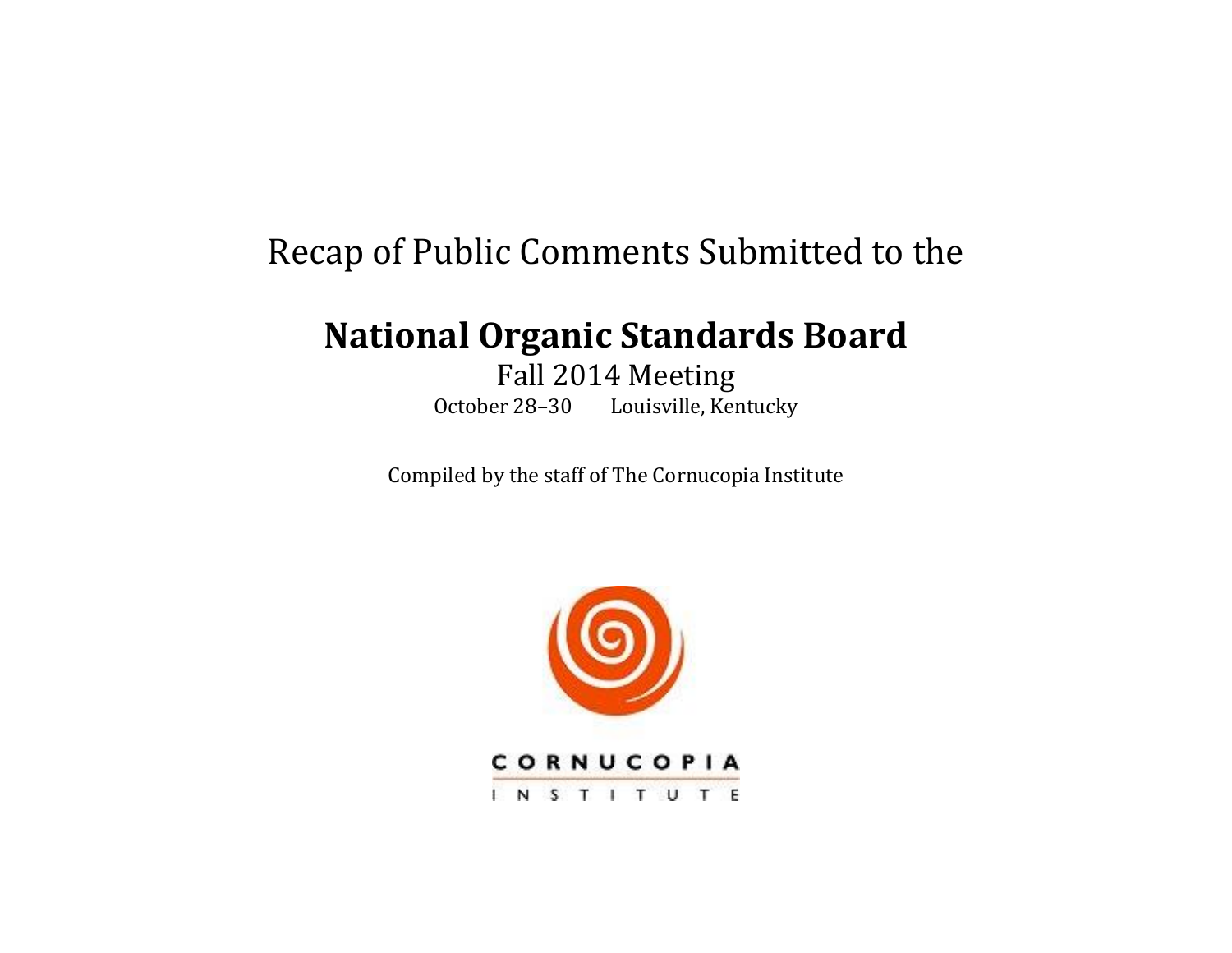Recap of Public Comments Submitted to the

# National Organic Standards Board

Fall 2014 Meeting

October 28–30 Louisville, Kentucky

Compiled by the staff of The Cornucopia Institute

CORNUCOPIA

INSTITUTE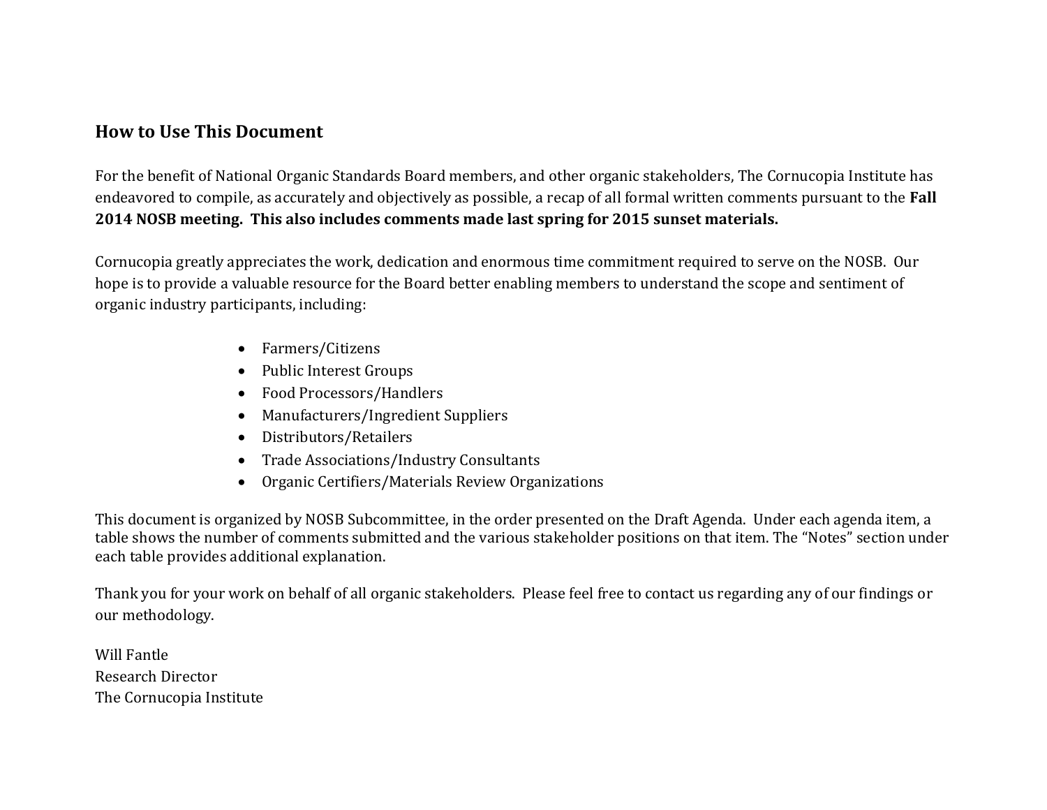## How to Use This Document

For the benefit of National Organic Standards Board members, and other organic stakeholders, The Cornucopia Institute has endeavored to compile, as accurately and objectively as possible, a recap of all formal written comments pursuant to the **Fall 2014 NOSB meeting. This also includes comments made last spring for 2015 sunset materials.**

Cornucopia greatly appreciates the work, dedication and enormous time commitment required to serve on the NOSB. Our hope is to provide a valuable resource for the Board better enabling members to understand the scope and sentiment of organic industry participants, including:

- Farmers/Citizens
- Public Interest Groups
- Food Processors/Handlers
- Manufacturers/Ingredient Suppliers
- Distributors/Retailers
- Trade Associations/Industry Consultants
- Organic Certifiers/Materials Review Organizations

This document is organized by NOSB Subcommittee, in the order presented on the Draft Agenda. Under each agenda item, a table shows the number of comments submitted and the various stakeholder positions on that item. The "Notes" section under each table provides additional explanation.

Thank you for your work on behalf of all organic stakeholders. Please feel free to contact us regarding any of our findings or our methodology.

Will Fantle
Research Director
The Cornucopia Institute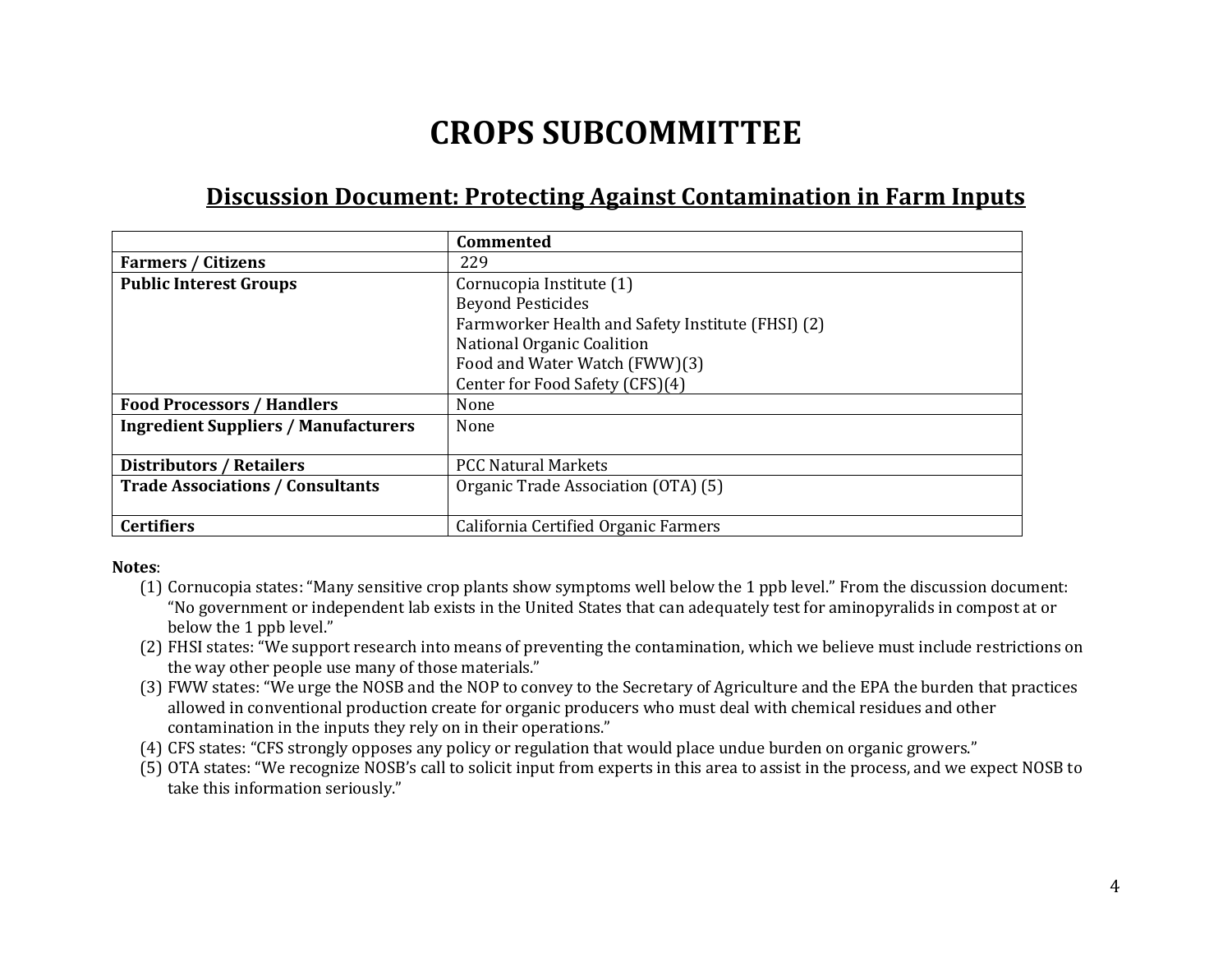# CROPS SUBCOMMITTEE

## Discussion Document: Protecting Against Contamination in Farm Inputs

| | Commented |
|---|---|
| **Farmers / Citizens** | 229 |
| **Public Interest Groups** | Cornucopia Institute (1)<br>Beyond Pesticides<br>Farmworker Health and Safety Institute (FHSI) (2)<br>National Organic Coalition<br>Food and Water Watch (FWW)(3)<br>Center for Food Safety (CFS)(4) |
| **Food Processors / Handlers** | None |
| **Ingredient Suppliers / Manufacturers** | None |
| **Distributors / Retailers** | PCC Natural Markets |
| **Trade Associations / Consultants** | Organic Trade Association (OTA) (5) |
| **Certifiers** | California Certified Organic Farmers |

**Notes**:

(1) Cornucopia states: "Many sensitive crop plants show symptoms well below the 1 ppb level." From the discussion document: "No government or independent lab exists in the United States that can adequately test for aminopyralids in compost at or below the 1 ppb level."

(2) FHSI states: "We support research into means of preventing the contamination, which we believe must include restrictions on the way other people use many of those materials."

(3) FWW states: "We urge the NOSB and the NOP to convey to the Secretary of Agriculture and the EPA the burden that practices allowed in conventional production create for organic producers who must deal with chemical residues and other contamination in the inputs they rely on in their operations."

(4) CFS states: "CFS strongly opposes any policy or regulation that would place undue burden on organic growers."

(5) OTA states: "We recognize NOSB's call to solicit input from experts in this area to assist in the process, and we expect NOSB to take this information seriously."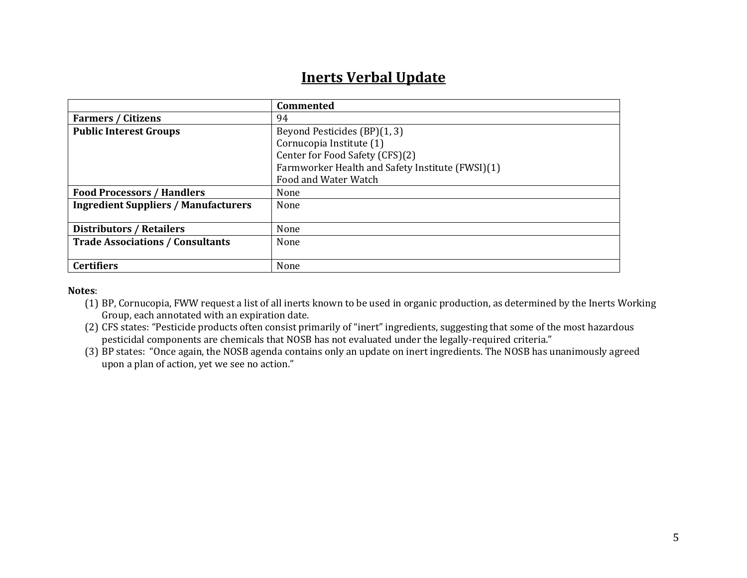# Inerts Verbal Update

| | Commented |
|---|---|
| **Farmers / Citizens** | 94 |
| **Public Interest Groups** | Beyond Pesticides (BP)(1, 3)<br>Cornucopia Institute (1)<br>Center for Food Safety (CFS)(2)<br>Farmworker Health and Safety Institute (FWSI)(1)<br>Food and Water Watch |
| **Food Processors / Handlers** | None |
| **Ingredient Suppliers / Manufacturers** | None |
| **Distributors / Retailers** | None |
| **Trade Associations / Consultants** | None |
| **Certifiers** | None |

**Notes**:

1. BP, Cornucopia, FWW request a list of all inerts known to be used in organic production, as determined by the Inerts Working Group, each annotated with an expiration date.
2. CFS states: "Pesticide products often consist primarily of "inert" ingredients, suggesting that some of the most hazardous pesticidal components are chemicals that NOSB has not evaluated under the legally-required criteria."
3. BP states: "Once again, the NOSB agenda contains only an update on inert ingredients. The NOSB has unanimously agreed upon a plan of action, yet we see no action."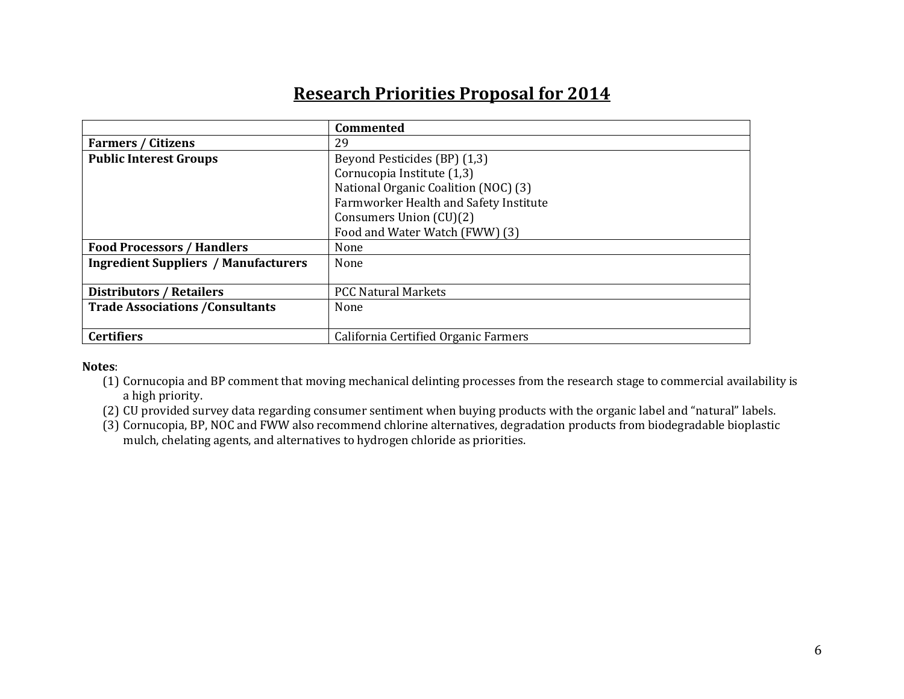## Research Priorities Proposal for 2014

| | Commented |
|---|---|
| **Farmers / Citizens** | 29 |
| **Public Interest Groups** | Beyond Pesticides (BP) (1,3)<br>Cornucopia Institute (1,3)<br>National Organic Coalition (NOC) (3)<br>Farmworker Health and Safety Institute<br>Consumers Union (CU)(2)<br>Food and Water Watch (FWW) (3) |
| **Food Processors / Handlers** | None |
| **Ingredient Suppliers / Manufacturers** | None |
| **Distributors / Retailers** | PCC Natural Markets |
| **Trade Associations /Consultants** | None |
| **Certifiers** | California Certified Organic Farmers |

**Notes**:

(1) Cornucopia and BP comment that moving mechanical delinting processes from the research stage to commercial availability is a high priority.

(2) CU provided survey data regarding consumer sentiment when buying products with the organic label and "natural" labels.

(3) Cornucopia, BP, NOC and FWW also recommend chlorine alternatives, degradation products from biodegradable bioplastic mulch, chelating agents, and alternatives to hydrogen chloride as priorities.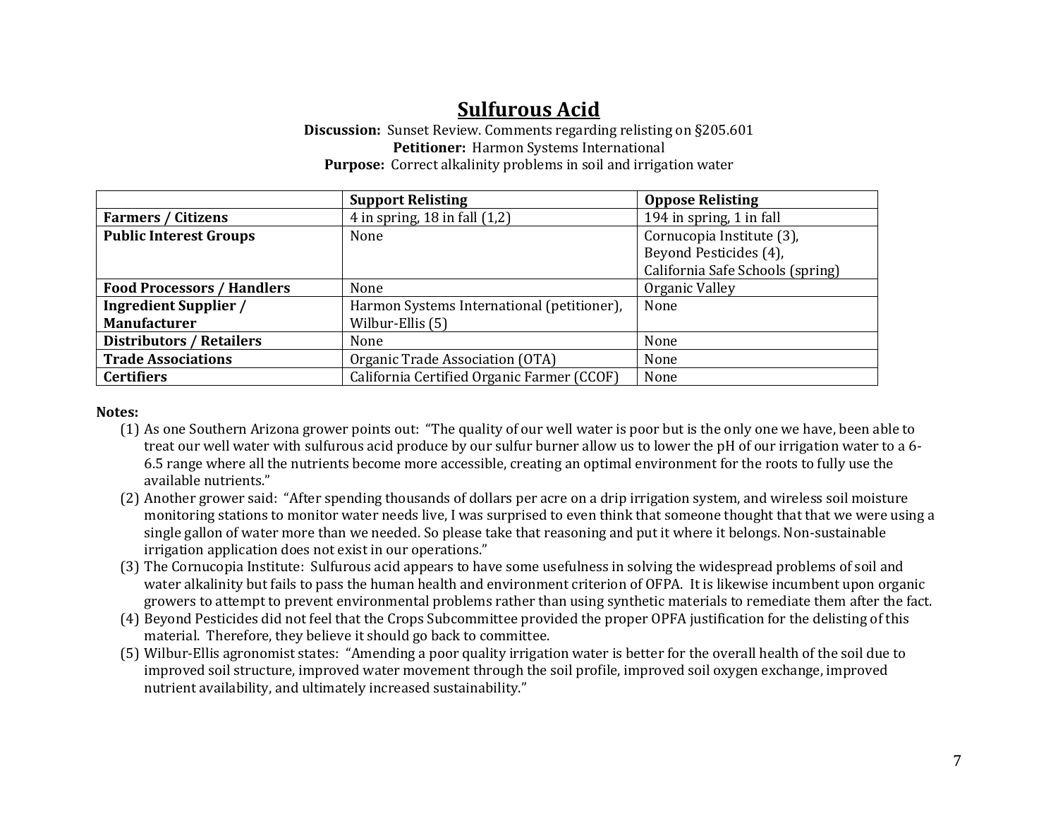# Sulfurous Acid

**Discussion:** Sunset Review. Comments regarding relisting on §205.601

**Petitioner:** Harmon Systems International

**Purpose:** Correct alkalinity problems in soil and irrigation water

| | **Support Relisting** | **Oppose Relisting** |
|---|---|---|
| **Farmers / Citizens** | 4 in spring, 18 in fall (1,2) | 194 in spring, 1 in fall |
| **Public Interest Groups** | None | Cornucopia Institute (3), Beyond Pesticides (4), California Safe Schools (spring) |
| **Food Processors / Handlers** | None | Organic Valley |
| **Ingredient Supplier / Manufacturer** | Harmon Systems International (petitioner), Wilbur-Ellis (5) | None |
| **Distributors / Retailers** | None | None |
| **Trade Associations** | Organic Trade Association (OTA) | None |
| **Certifiers** | California Certified Organic Farmer (CCOF) | None |

**Notes:**

(1) As one Southern Arizona grower points out: "The quality of our well water is poor but is the only one we have, been able to treat our well water with sulfurous acid produce by our sulfur burner allow us to lower the pH of our irrigation water to a 6-6.5 range where all the nutrients become more accessible, creating an optimal environment for the roots to fully use the available nutrients."

(2) Another grower said: "After spending thousands of dollars per acre on a drip irrigation system, and wireless soil moisture monitoring stations to monitor water needs live, I was surprised to even think that someone thought that that we were using a single gallon of water more than we needed. So please take that reasoning and put it where it belongs. Non-sustainable irrigation application does not exist in our operations."

(3) The Cornucopia Institute: Sulfurous acid appears to have some usefulness in solving the widespread problems of soil and water alkalinity but fails to pass the human health and environment criterion of OFPA. It is likewise incumbent upon organic growers to attempt to prevent environmental problems rather than using synthetic materials to remediate them after the fact.

(4) Beyond Pesticides did not feel that the Crops Subcommittee provided the proper OPFA justification for the delisting of this material. Therefore, they believe it should go back to committee.

(5) Wilbur-Ellis agronomist states: "Amending a poor quality irrigation water is better for the overall health of the soil due to improved soil structure, improved water movement through the soil profile, improved soil oxygen exchange, improved nutrient availability, and ultimately increased sustainability."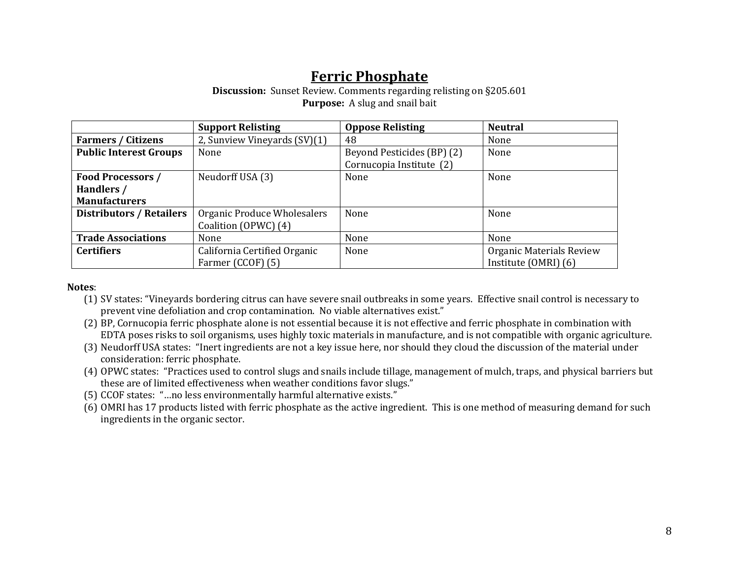# Ferric Phosphate

**Discussion:** Sunset Review. Comments regarding relisting on §205.601
**Purpose:** A slug and snail bait

| | Support Relisting | Oppose Relisting | Neutral |
|---|---|---|---|
| **Farmers / Citizens** | 2, Sunview Vineyards (SV)(1) | 48 | None |
| **Public Interest Groups** | None | Beyond Pesticides (BP) (2) Cornucopia Institute (2) | None |
| **Food Processors / Handlers / Manufacturers** | Neudorff USA (3) | None | None |
| **Distributors / Retailers** | Organic Produce Wholesalers Coalition (OPWC) (4) | None | None |
| **Trade Associations** | None | None | None |
| **Certifiers** | California Certified Organic Farmer (CCOF) (5) | None | Organic Materials Review Institute (OMRI) (6) |

**Notes**:

(1) SV states: "Vineyards bordering citrus can have severe snail outbreaks in some years. Effective snail control is necessary to prevent vine defoliation and crop contamination. No viable alternatives exist."

(2) BP, Cornucopia ferric phosphate alone is not essential because it is not effective and ferric phosphate in combination with EDTA poses risks to soil organisms, uses highly toxic materials in manufacture, and is not compatible with organic agriculture.

(3) Neudorff USA states: "Inert ingredients are not a key issue here, nor should they cloud the discussion of the material under consideration: ferric phosphate.

(4) OPWC states: "Practices used to control slugs and snails include tillage, management of mulch, traps, and physical barriers but these are of limited effectiveness when weather conditions favor slugs."

(5) CCOF states: "…no less environmentally harmful alternative exists."

(6) OMRI has 17 products listed with ferric phosphate as the active ingredient. This is one method of measuring demand for such ingredients in the organic sector.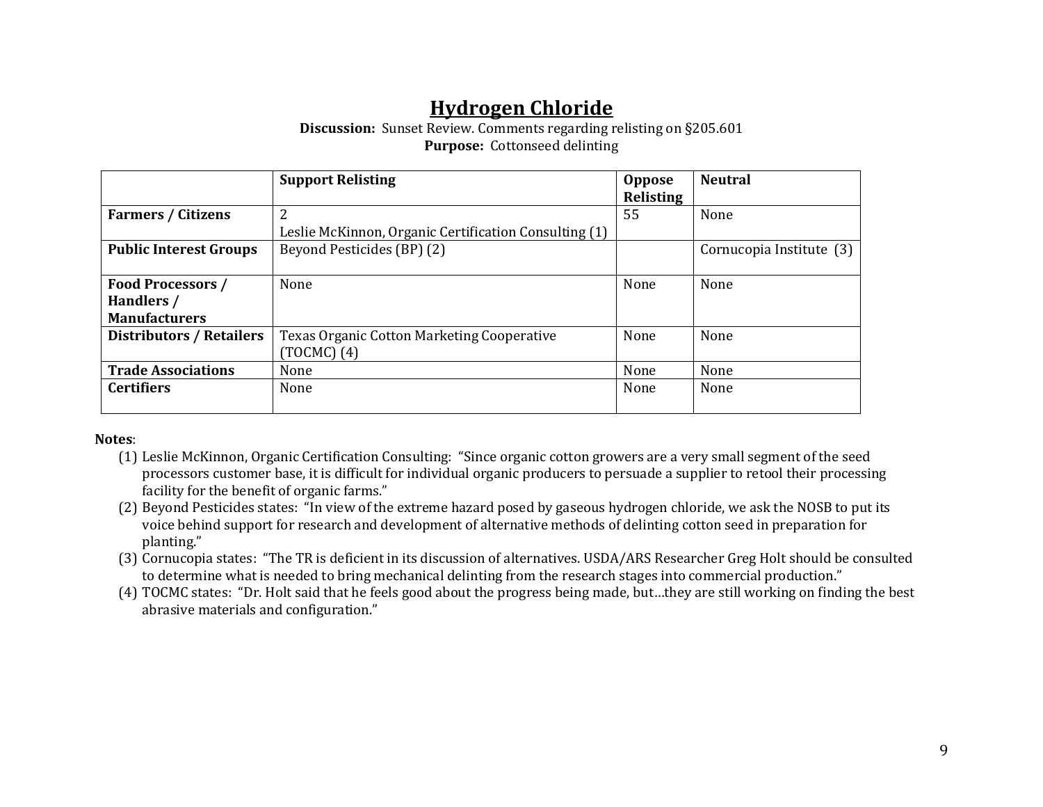# Hydrogen Chloride

**Discussion:** Sunset Review. Comments regarding relisting on §205.601
**Purpose:** Cottonseed delinting

| | Support Relisting | Oppose Relisting | Neutral |
|---|---|---|---|
| **Farmers / Citizens** | 2<br>Leslie McKinnon, Organic Certification Consulting (1) | 55 | None |
| **Public Interest Groups** | Beyond Pesticides (BP) (2) | | Cornucopia Institute (3) |
| **Food Processors / Handlers / Manufacturers** | None | None | None |
| **Distributors / Retailers** | Texas Organic Cotton Marketing Cooperative (TOCMC) (4) | None | None |
| **Trade Associations** | None | None | None |
| **Certifiers** | None | None | None |

**Notes**:

1. Leslie McKinnon, Organic Certification Consulting: "Since organic cotton growers are a very small segment of the seed processors customer base, it is difficult for individual organic producers to persuade a supplier to retool their processing facility for the benefit of organic farms."
2. Beyond Pesticides states: "In view of the extreme hazard posed by gaseous hydrogen chloride, we ask the NOSB to put its voice behind support for research and development of alternative methods of delinting cotton seed in preparation for planting."
3. Cornucopia states: "The TR is deficient in its discussion of alternatives. USDA/ARS Researcher Greg Holt should be consulted to determine what is needed to bring mechanical delinting from the research stages into commercial production."
4. TOCMC states: "Dr. Holt said that he feels good about the progress being made, but…they are still working on finding the best abrasive materials and configuration."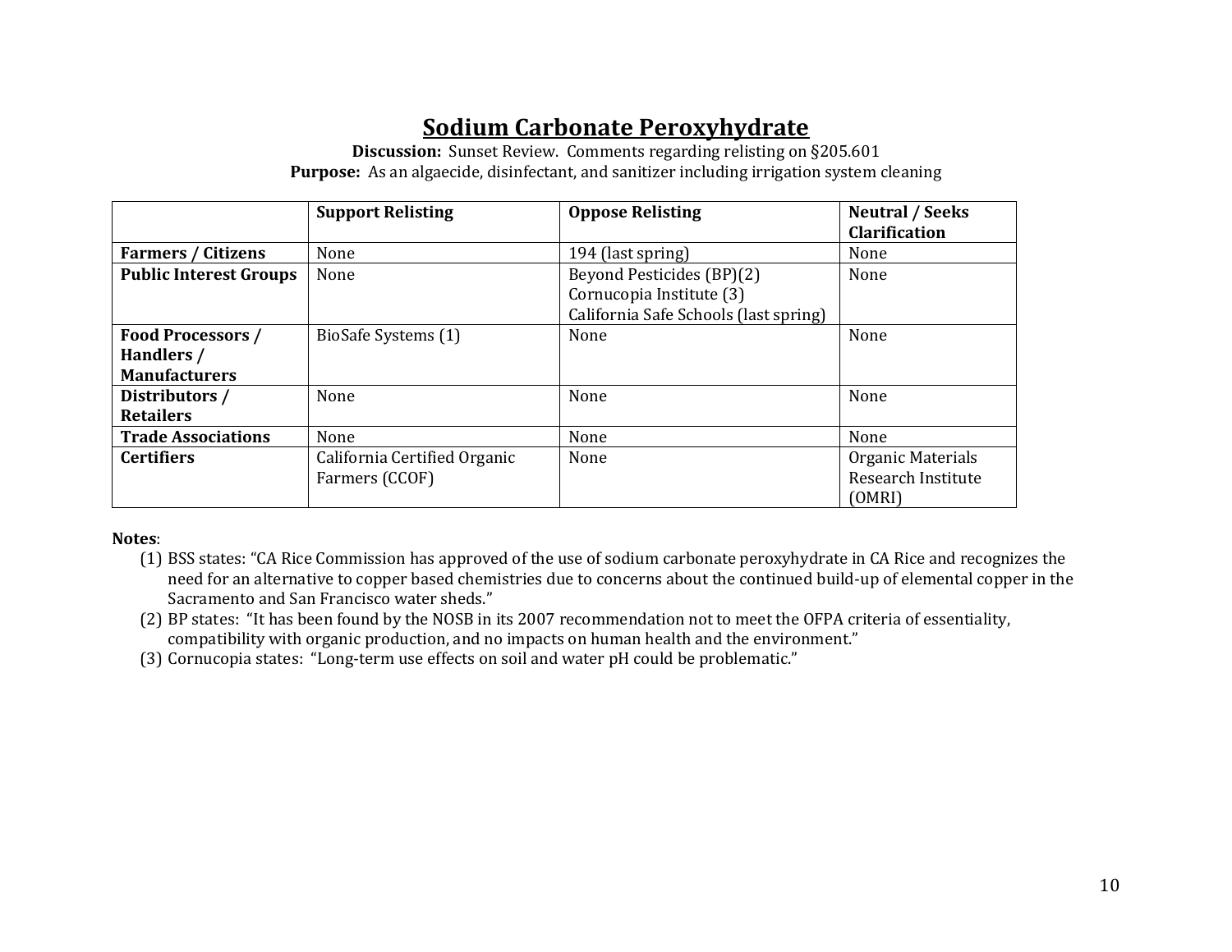# Sodium Carbonate Peroxyhydrate

**Discussion:** Sunset Review. Comments regarding relisting on §205.601

**Purpose:** As an algaecide, disinfectant, and sanitizer including irrigation system cleaning

| | Support Relisting | Oppose Relisting | Neutral / Seeks Clarification |
|---|---|---|---|
| **Farmers / Citizens** | None | 194 (last spring) | None |
| **Public Interest Groups** | None | Beyond Pesticides (BP)(2)<br>Cornucopia Institute (3)<br>California Safe Schools (last spring) | None |
| **Food Processors / Handlers / Manufacturers** | BioSafe Systems (1) | None | None |
| **Distributors / Retailers** | None | None | None |
| **Trade Associations** | None | None | None |
| **Certifiers** | California Certified Organic Farmers (CCOF) | None | Organic Materials Research Institute (OMRI) |

**Notes**:

(1) BSS states: "CA Rice Commission has approved of the use of sodium carbonate peroxyhydrate in CA Rice and recognizes the need for an alternative to copper based chemistries due to concerns about the continued build-up of elemental copper in the Sacramento and San Francisco water sheds."

(2) BP states: "It has been found by the NOSB in its 2007 recommendation not to meet the OFPA criteria of essentiality, compatibility with organic production, and no impacts on human health and the environment."

(3) Cornucopia states: "Long-term use effects on soil and water pH could be problematic."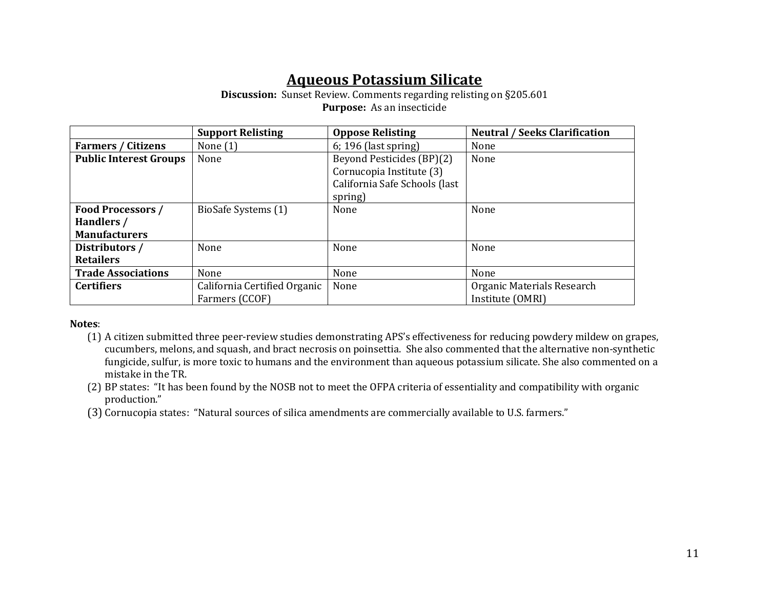# Aqueous Potassium Silicate

**Discussion:** Sunset Review. Comments regarding relisting on §205.601
**Purpose:** As an insecticide

| | Support Relisting | Oppose Relisting | Neutral / Seeks Clarification |
|---|---|---|---|
| **Farmers / Citizens** | None (1) | 6; 196 (last spring) | None |
| **Public Interest Groups** | None | Beyond Pesticides (BP)(2)<br>Cornucopia Institute (3)<br>California Safe Schools (last spring) | None |
| **Food Processors / Handlers / Manufacturers** | BioSafe Systems (1) | None | None |
| **Distributors / Retailers** | None | None | None |
| **Trade Associations** | None | None | None |
| **Certifiers** | California Certified Organic Farmers (CCOF) | None | Organic Materials Research Institute (OMRI) |

**Notes**:

(1) A citizen submitted three peer-review studies demonstrating APS's effectiveness for reducing powdery mildew on grapes, cucumbers, melons, and squash, and bract necrosis on poinsettia. She also commented that the alternative non-synthetic fungicide, sulfur, is more toxic to humans and the environment than aqueous potassium silicate. She also commented on a mistake in the TR.

(2) BP states: "It has been found by the NOSB not to meet the OFPA criteria of essentiality and compatibility with organic production."

(3) Cornucopia states: "Natural sources of silica amendments are commercially available to U.S. farmers."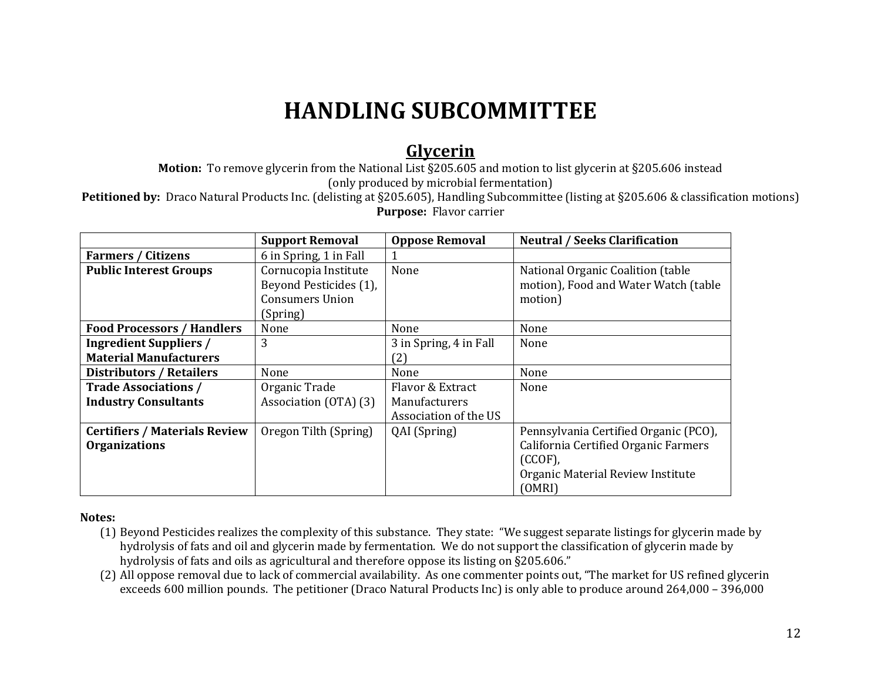# HANDLING SUBCOMMITTEE

## Glycerin

**Motion:** To remove glycerin from the National List §205.605 and motion to list glycerin at §205.606 instead (only produced by microbial fermentation)

**Petitioned by:** Draco Natural Products Inc. (delisting at §205.605), Handling Subcommittee (listing at §205.606 & classification motions)

**Purpose:** Flavor carrier

| | Support Removal | Oppose Removal | Neutral / Seeks Clarification |
|---|---|---|---|
| **Farmers / Citizens** | 6 in Spring, 1 in Fall | 1 | |
| **Public Interest Groups** | Cornucopia Institute Beyond Pesticides (1), Consumers Union (Spring) | None | National Organic Coalition (table motion), Food and Water Watch (table motion) |
| **Food Processors / Handlers** | None | None | None |
| **Ingredient Suppliers / Material Manufacturers** | 3 | 3 in Spring, 4 in Fall (2) | None |
| **Distributors / Retailers** | None | None | None |
| **Trade Associations / Industry Consultants** | Organic Trade Association (OTA) (3) | Flavor & Extract Manufacturers Association of the US | None |
| **Certifiers / Materials Review Organizations** | Oregon Tilth (Spring) | QAI (Spring) | Pennsylvania Certified Organic (PCO), California Certified Organic Farmers (CCOF), Organic Material Review Institute (OMRI) |

**Notes:**

(1) Beyond Pesticides realizes the complexity of this substance. They state: "We suggest separate listings for glycerin made by hydrolysis of fats and oil and glycerin made by fermentation. We do not support the classification of glycerin made by hydrolysis of fats and oils as agricultural and therefore oppose its listing on §205.606."

(2) All oppose removal due to lack of commercial availability. As one commenter points out, "The market for US refined glycerin exceeds 600 million pounds. The petitioner (Draco Natural Products Inc) is only able to produce around 264,000 – 396,000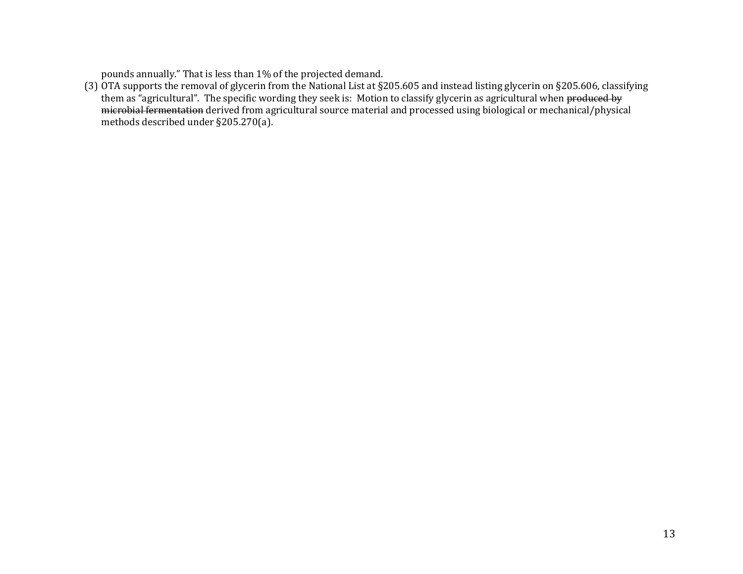pounds annually." That is less than 1% of the projected demand.

(3) OTA supports the removal of glycerin from the National List at §205.605 and instead listing glycerin on §205.606, classifying them as "agricultural". The specific wording they seek is: Motion to classify glycerin as agricultural when ~~produced by microbial fermentation~~ derived from agricultural source material and processed using biological or mechanical/physical methods described under §205.270(a).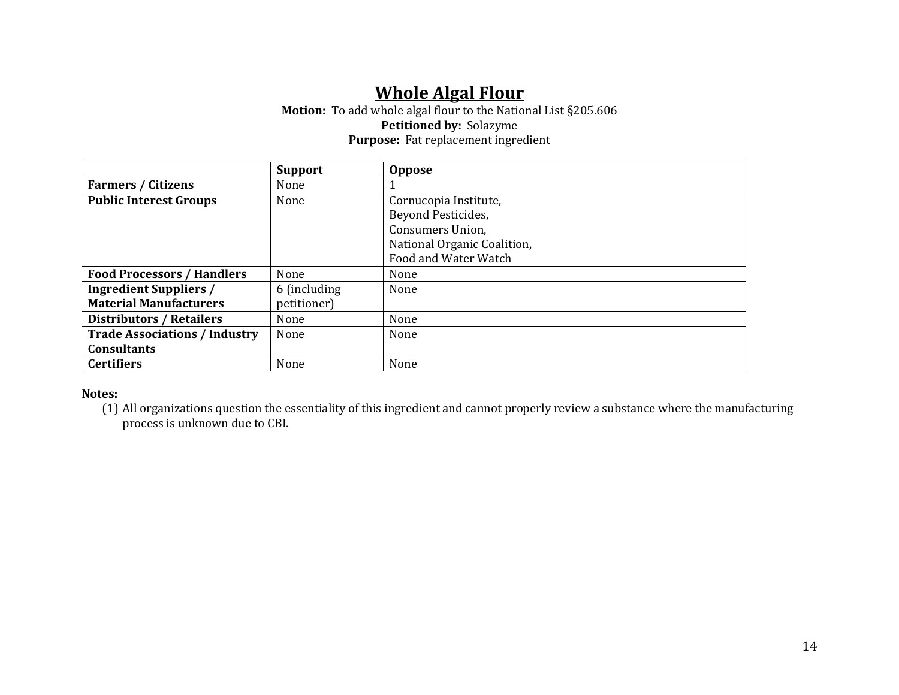# Whole Algal Flour

**Motion:** To add whole algal flour to the National List §205.606
**Petitioned by:** Solazyme
**Purpose:** Fat replacement ingredient

| | Support | Oppose |
|---|---|---|
| **Farmers / Citizens** | None | 1 |
| **Public Interest Groups** | None | Cornucopia Institute, Beyond Pesticides, Consumers Union, National Organic Coalition, Food and Water Watch |
| **Food Processors / Handlers** | None | None |
| **Ingredient Suppliers / Material Manufacturers** | 6 (including petitioner) | None |
| **Distributors / Retailers** | None | None |
| **Trade Associations / Industry Consultants** | None | None |
| **Certifiers** | None | None |

**Notes:**

(1) All organizations question the essentiality of this ingredient and cannot properly review a substance where the manufacturing process is unknown due to CBI.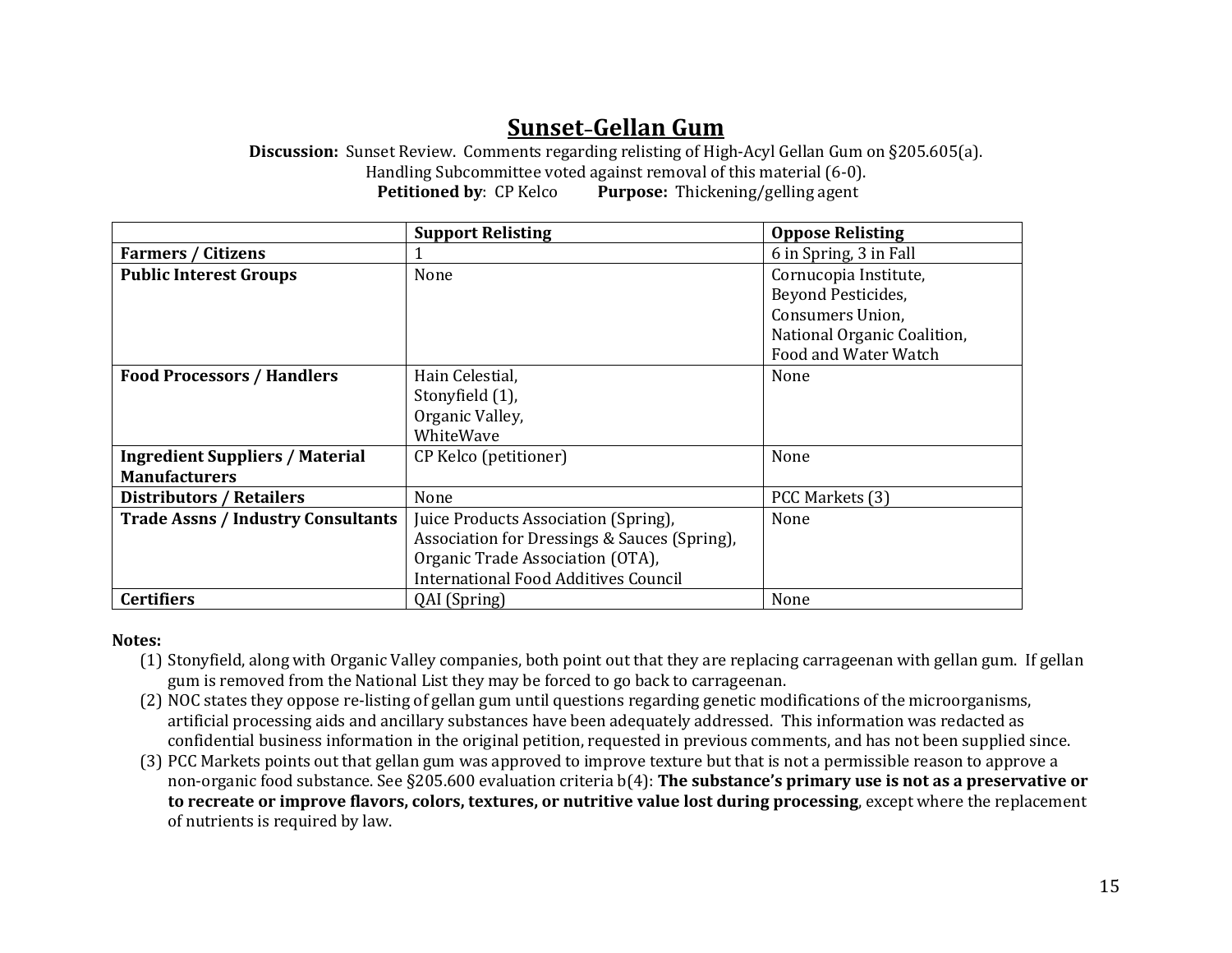# Sunset-Gellan Gum

**Discussion:** Sunset Review. Comments regarding relisting of High-Acyl Gellan Gum on §205.605(a).
Handling Subcommittee voted against removal of this material (6-0).
**Petitioned by**: CP Kelco **Purpose:** Thickening/gelling agent

| | **Support Relisting** | **Oppose Relisting** |
|---|---|---|
| **Farmers / Citizens** | 1 | 6 in Spring, 3 in Fall |
| **Public Interest Groups** | None | Cornucopia Institute, Beyond Pesticides, Consumers Union, National Organic Coalition, Food and Water Watch |
| **Food Processors / Handlers** | Hain Celestial, Stonyfield (1), Organic Valley, WhiteWave | None |
| **Ingredient Suppliers / Material Manufacturers** | CP Kelco (petitioner) | None |
| **Distributors / Retailers** | None | PCC Markets (3) |
| **Trade Assns / Industry Consultants** | Juice Products Association (Spring), Association for Dressings & Sauces (Spring), Organic Trade Association (OTA), International Food Additives Council | None |
| **Certifiers** | QAI (Spring) | None |

**Notes:**

(1) Stonyfield, along with Organic Valley companies, both point out that they are replacing carrageenan with gellan gum. If gellan gum is removed from the National List they may be forced to go back to carrageenan.

(2) NOC states they oppose re-listing of gellan gum until questions regarding genetic modifications of the microorganisms, artificial processing aids and ancillary substances have been adequately addressed. This information was redacted as confidential business information in the original petition, requested in previous comments, and has not been supplied since.

(3) PCC Markets points out that gellan gum was approved to improve texture but that is not a permissible reason to approve a non-organic food substance. See §205.600 evaluation criteria b(4): **The substance's primary use is not as a preservative or to recreate or improve flavors, colors, textures, or nutritive value lost during processing**, except where the replacement of nutrients is required by law.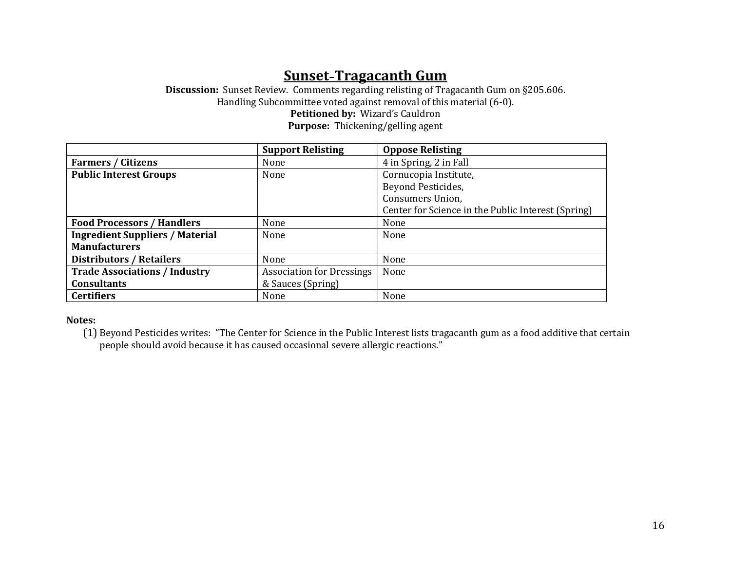# Sunset–Tragacanth Gum

**Discussion:** Sunset Review. Comments regarding relisting of Tragacanth Gum on §205.606.
Handling Subcommittee voted against removal of this material (6-0).
**Petitioned by:** Wizard's Cauldron
**Purpose:** Thickening/gelling agent

| | Support Relisting | Oppose Relisting |
|---|---|---|
| **Farmers / Citizens** | None | 4 in Spring, 2 in Fall |
| **Public Interest Groups** | None | Cornucopia Institute,<br>Beyond Pesticides,<br>Consumers Union,<br>Center for Science in the Public Interest (Spring) |
| **Food Processors / Handlers** | None | None |
| **Ingredient Suppliers / Material Manufacturers** | None | None |
| **Distributors / Retailers** | None | None |
| **Trade Associations / Industry Consultants** | Association for Dressings & Sauces (Spring) | None |
| **Certifiers** | None | None |

**Notes:**

(1) Beyond Pesticides writes: "The Center for Science in the Public Interest lists tragacanth gum as a food additive that certain people should avoid because it has caused occasional severe allergic reactions."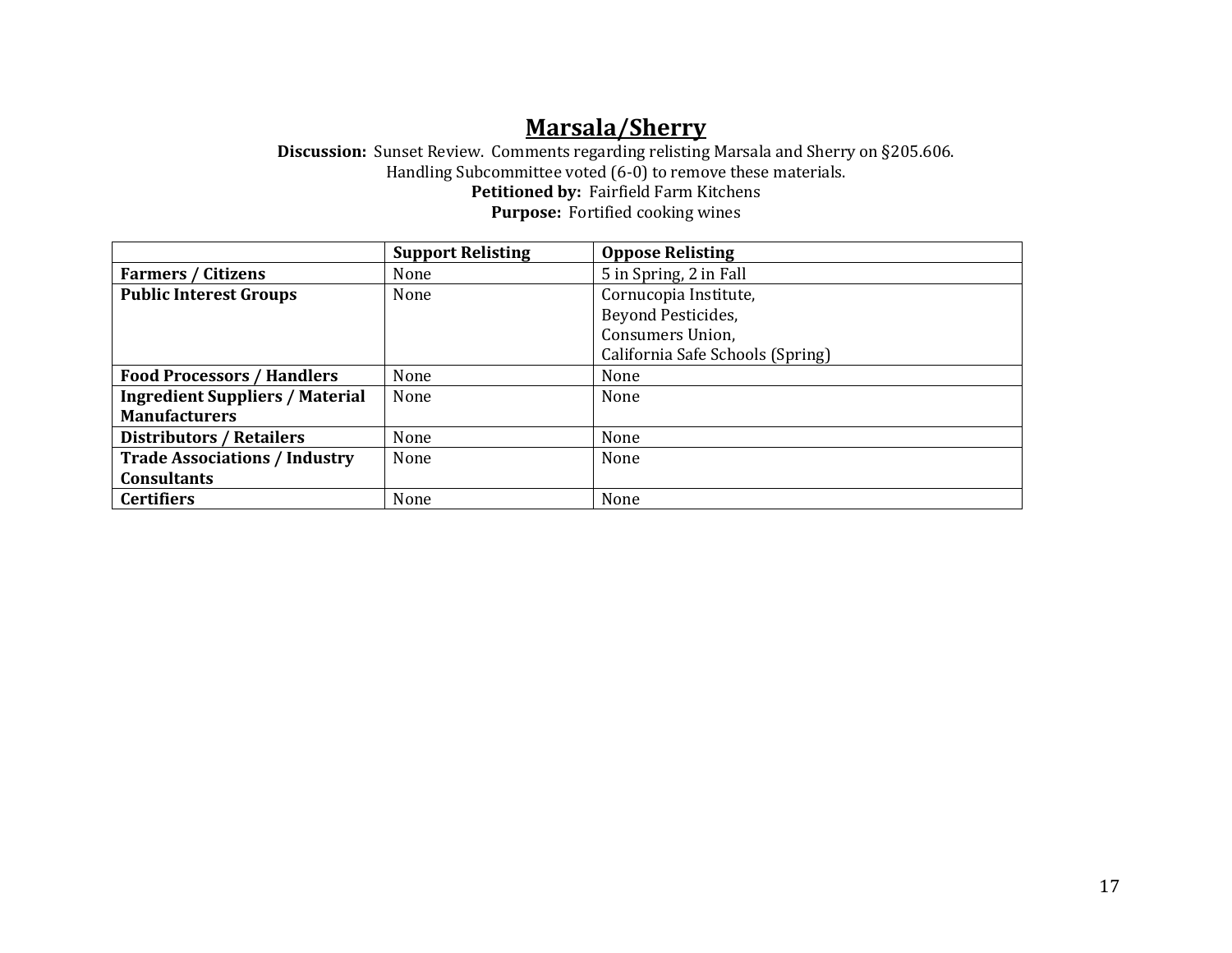## Marsala/Sherry

**Discussion:** Sunset Review. Comments regarding relisting Marsala and Sherry on §205.606.
Handling Subcommittee voted (6-0) to remove these materials.
**Petitioned by:** Fairfield Farm Kitchens
**Purpose:** Fortified cooking wines

| | Support Relisting | Oppose Relisting |
|---|---|---|
| **Farmers / Citizens** | None | 5 in Spring, 2 in Fall |
| **Public Interest Groups** | None | Cornucopia Institute,<br>Beyond Pesticides,<br>Consumers Union,<br>California Safe Schools (Spring) |
| **Food Processors / Handlers** | None | None |
| **Ingredient Suppliers / Material Manufacturers** | None | None |
| **Distributors / Retailers** | None | None |
| **Trade Associations / Industry Consultants** | None | None |
| **Certifiers** | None | None |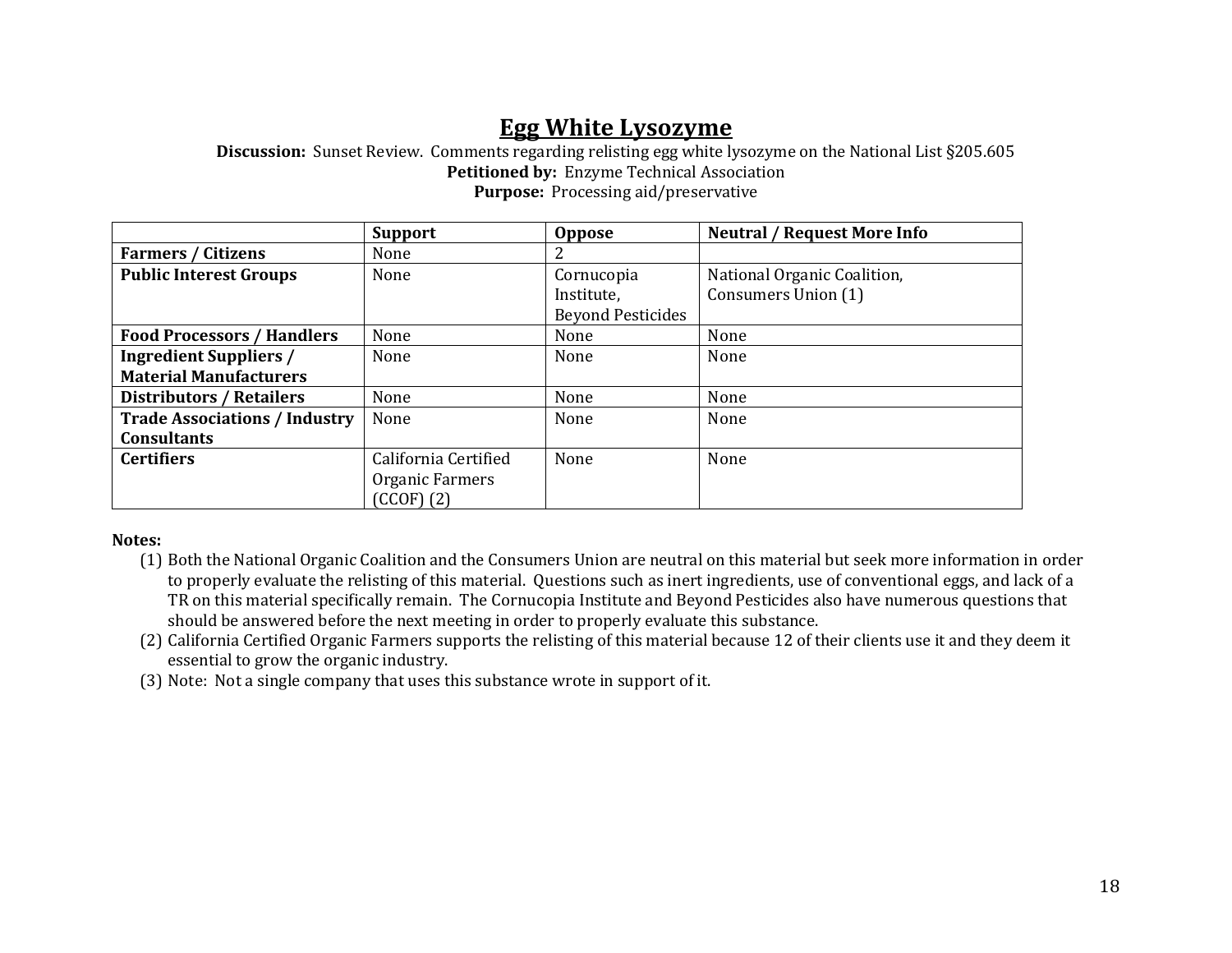## Egg White Lysozyme

**Discussion:** Sunset Review. Comments regarding relisting egg white lysozyme on the National List §205.605
**Petitioned by:** Enzyme Technical Association
**Purpose:** Processing aid/preservative

| | Support | Oppose | Neutral / Request More Info |
|---|---|---|---|
| **Farmers / Citizens** | None | 2 | |
| **Public Interest Groups** | None | Cornucopia Institute, Beyond Pesticides | National Organic Coalition, Consumers Union (1) |
| **Food Processors / Handlers** | None | None | None |
| **Ingredient Suppliers / Material Manufacturers** | None | None | None |
| **Distributors / Retailers** | None | None | None |
| **Trade Associations / Industry Consultants** | None | None | None |
| **Certifiers** | California Certified Organic Farmers (CCOF) (2) | None | None |

**Notes:**

(1) Both the National Organic Coalition and the Consumers Union are neutral on this material but seek more information in order to properly evaluate the relisting of this material. Questions such as inert ingredients, use of conventional eggs, and lack of a TR on this material specifically remain. The Cornucopia Institute and Beyond Pesticides also have numerous questions that should be answered before the next meeting in order to properly evaluate this substance.

(2) California Certified Organic Farmers supports the relisting of this material because 12 of their clients use it and they deem it essential to grow the organic industry.

(3) Note: Not a single company that uses this substance wrote in support of it.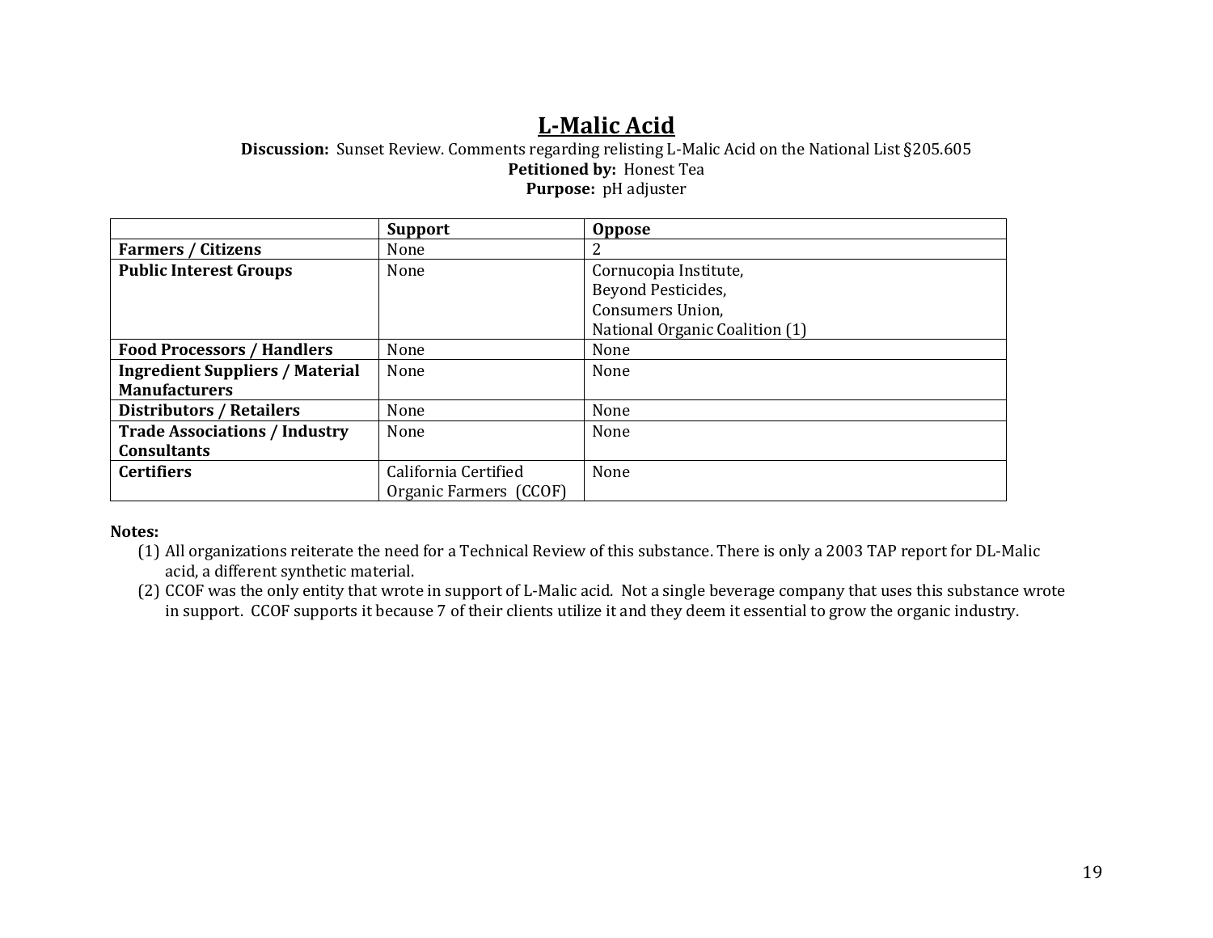# L-Malic Acid

**Discussion:** Sunset Review. Comments regarding relisting L-Malic Acid on the National List §205.605
**Petitioned by:** Honest Tea
**Purpose:** pH adjuster

| | **Support** | **Oppose** |
|---|---|---|
| **Farmers / Citizens** | None | 2 |
| **Public Interest Groups** | None | Cornucopia Institute, Beyond Pesticides, Consumers Union, National Organic Coalition (1) |
| **Food Processors / Handlers** | None | None |
| **Ingredient Suppliers / Material Manufacturers** | None | None |
| **Distributors / Retailers** | None | None |
| **Trade Associations / Industry Consultants** | None | None |
| **Certifiers** | California Certified Organic Farmers (CCOF) | None |

**Notes:**

(1) All organizations reiterate the need for a Technical Review of this substance. There is only a 2003 TAP report for DL-Malic acid, a different synthetic material.

(2) CCOF was the only entity that wrote in support of L-Malic acid. Not a single beverage company that uses this substance wrote in support. CCOF supports it because 7 of their clients utilize it and they deem it essential to grow the organic industry.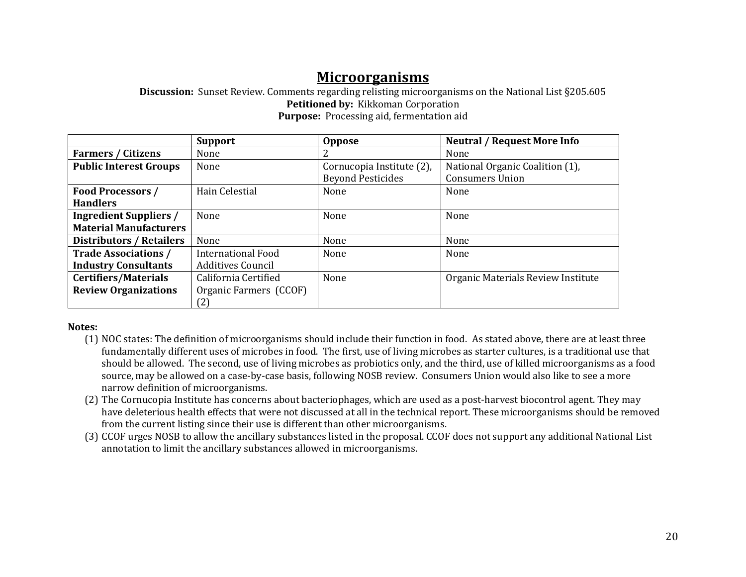## Microorganisms

**Discussion:** Sunset Review. Comments regarding relisting microorganisms on the National List §205.605
**Petitioned by:** Kikkoman Corporation
**Purpose:** Processing aid, fermentation aid

| | Support | Oppose | Neutral / Request More Info |
|---|---|---|---|
| **Farmers / Citizens** | None | 2 | None |
| **Public Interest Groups** | None | Cornucopia Institute (2), Beyond Pesticides | National Organic Coalition (1), Consumers Union |
| **Food Processors / Handlers** | Hain Celestial | None | None |
| **Ingredient Suppliers / Material Manufacturers** | None | None | None |
| **Distributors / Retailers** | None | None | None |
| **Trade Associations / Industry Consultants** | International Food Additives Council | None | None |
| **Certifiers/Materials Review Organizations** | California Certified Organic Farmers (CCOF) (2) | None | Organic Materials Review Institute |

**Notes:**

(1) NOC states: The definition of microorganisms should include their function in food. As stated above, there are at least three fundamentally different uses of microbes in food. The first, use of living microbes as starter cultures, is a traditional use that should be allowed. The second, use of living microbes as probiotics only, and the third, use of killed microorganisms as a food source, may be allowed on a case-by-case basis, following NOSB review. Consumers Union would also like to see a more narrow definition of microorganisms.

(2) The Cornucopia Institute has concerns about bacteriophages, which are used as a post-harvest biocontrol agent. They may have deleterious health effects that were not discussed at all in the technical report. These microorganisms should be removed from the current listing since their use is different than other microorganisms.

(3) CCOF urges NOSB to allow the ancillary substances listed in the proposal. CCOF does not support any additional National List annotation to limit the ancillary substances allowed in microorganisms.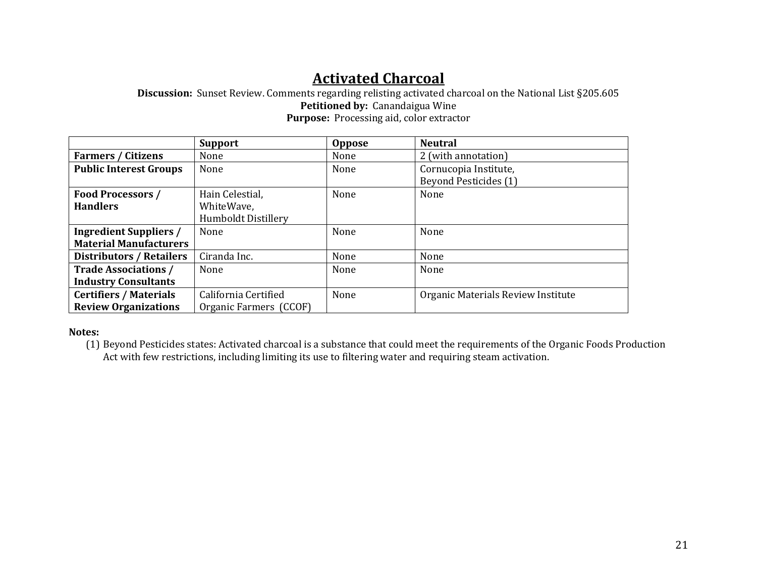# Activated Charcoal

**Discussion:** Sunset Review. Comments regarding relisting activated charcoal on the National List §205.605
**Petitioned by:** Canandaigua Wine
**Purpose:** Processing aid, color extractor

| | Support | Oppose | Neutral |
|---|---|---|---|
| **Farmers / Citizens** | None | None | 2 (with annotation) |
| **Public Interest Groups** | None | None | Cornucopia Institute, Beyond Pesticides (1) |
| **Food Processors / Handlers** | Hain Celestial, WhiteWave, Humboldt Distillery | None | None |
| **Ingredient Suppliers / Material Manufacturers** | None | None | None |
| **Distributors / Retailers** | Ciranda Inc. | None | None |
| **Trade Associations / Industry Consultants** | None | None | None |
| **Certifiers / Materials Review Organizations** | California Certified Organic Farmers (CCOF) | None | Organic Materials Review Institute |

**Notes:**

(1) Beyond Pesticides states: Activated charcoal is a substance that could meet the requirements of the Organic Foods Production Act with few restrictions, including limiting its use to filtering water and requiring steam activation.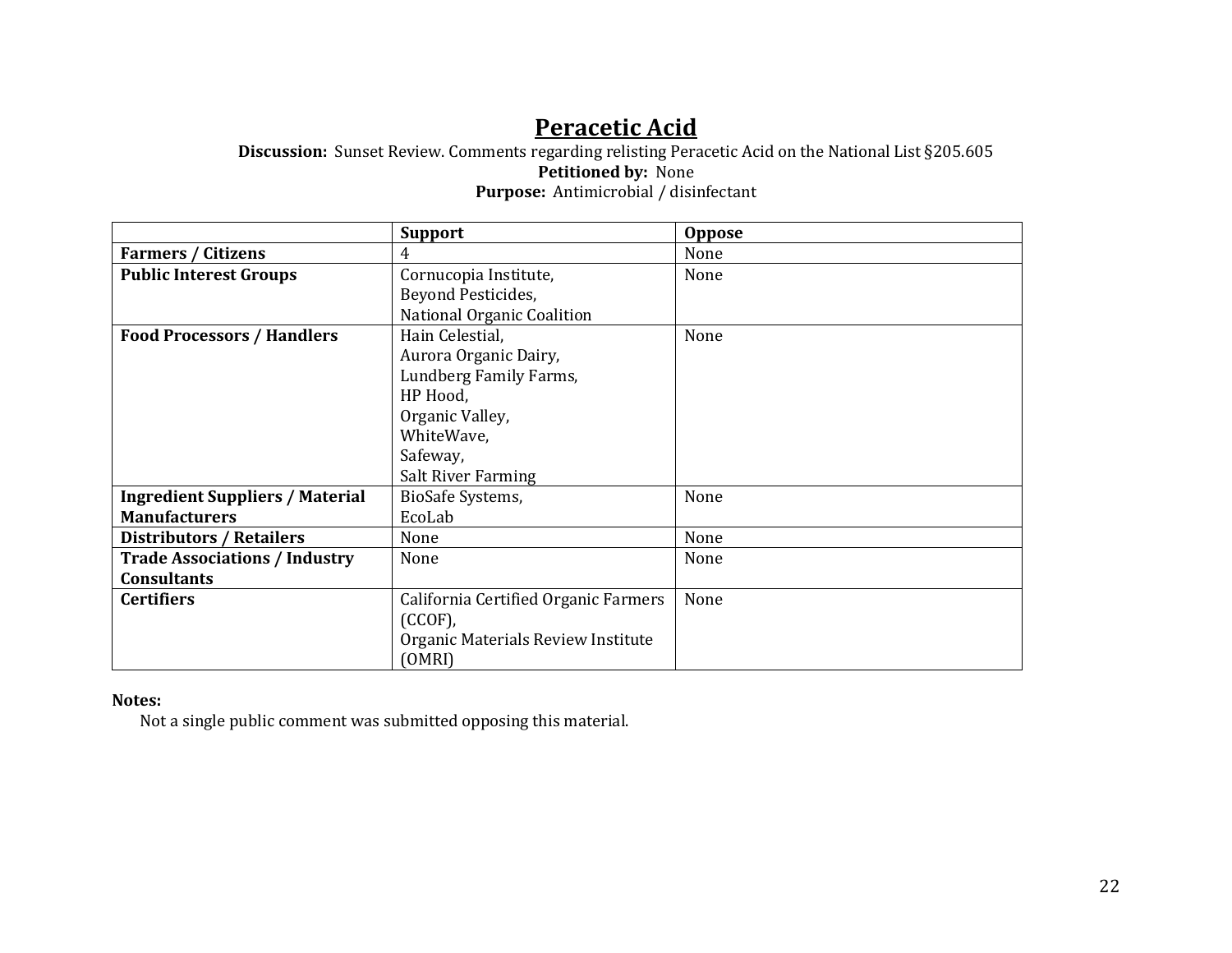# Peracetic Acid

**Discussion:** Sunset Review. Comments regarding relisting Peracetic Acid on the National List §205.605

**Petitioned by:** None

**Purpose:** Antimicrobial / disinfectant

| | Support | Oppose |
|---|---|---|
| **Farmers / Citizens** | 4 | None |
| **Public Interest Groups** | Cornucopia Institute, Beyond Pesticides, National Organic Coalition | None |
| **Food Processors / Handlers** | Hain Celestial, Aurora Organic Dairy, Lundberg Family Farms, HP Hood, Organic Valley, WhiteWave, Safeway, Salt River Farming | None |
| **Ingredient Suppliers / Material Manufacturers** | BioSafe Systems, EcoLab | None |
| **Distributors / Retailers** | None | None |
| **Trade Associations / Industry Consultants** | None | None |
| **Certifiers** | California Certified Organic Farmers (CCOF), Organic Materials Review Institute (OMRI) | None |

**Notes:**

Not a single public comment was submitted opposing this material.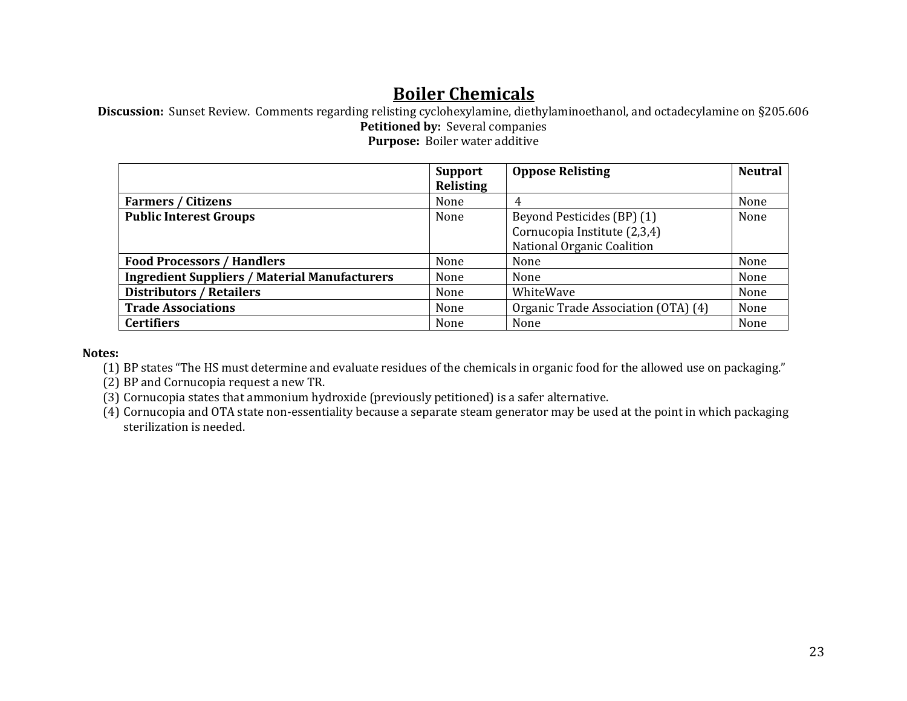# Boiler Chemicals

**Discussion:** Sunset Review. Comments regarding relisting cyclohexylamine, diethylaminoethanol, and octadecylamine on §205.606

**Petitioned by:** Several companies

**Purpose:** Boiler water additive

| | Support Relisting | Oppose Relisting | Neutral |
|---|---|---|---|
| **Farmers / Citizens** | None | 4 | None |
| **Public Interest Groups** | None | Beyond Pesticides (BP) (1)<br>Cornucopia Institute (2,3,4)<br>National Organic Coalition | None |
| **Food Processors / Handlers** | None | None | None |
| **Ingredient Suppliers / Material Manufacturers** | None | None | None |
| **Distributors / Retailers** | None | WhiteWave | None |
| **Trade Associations** | None | Organic Trade Association (OTA) (4) | None |
| **Certifiers** | None | None | None |

**Notes:**

(1) BP states "The HS must determine and evaluate residues of the chemicals in organic food for the allowed use on packaging."

(2) BP and Cornucopia request a new TR.

(3) Cornucopia states that ammonium hydroxide (previously petitioned) is a safer alternative.

(4) Cornucopia and OTA state non-essentiality because a separate steam generator may be used at the point in which packaging sterilization is needed.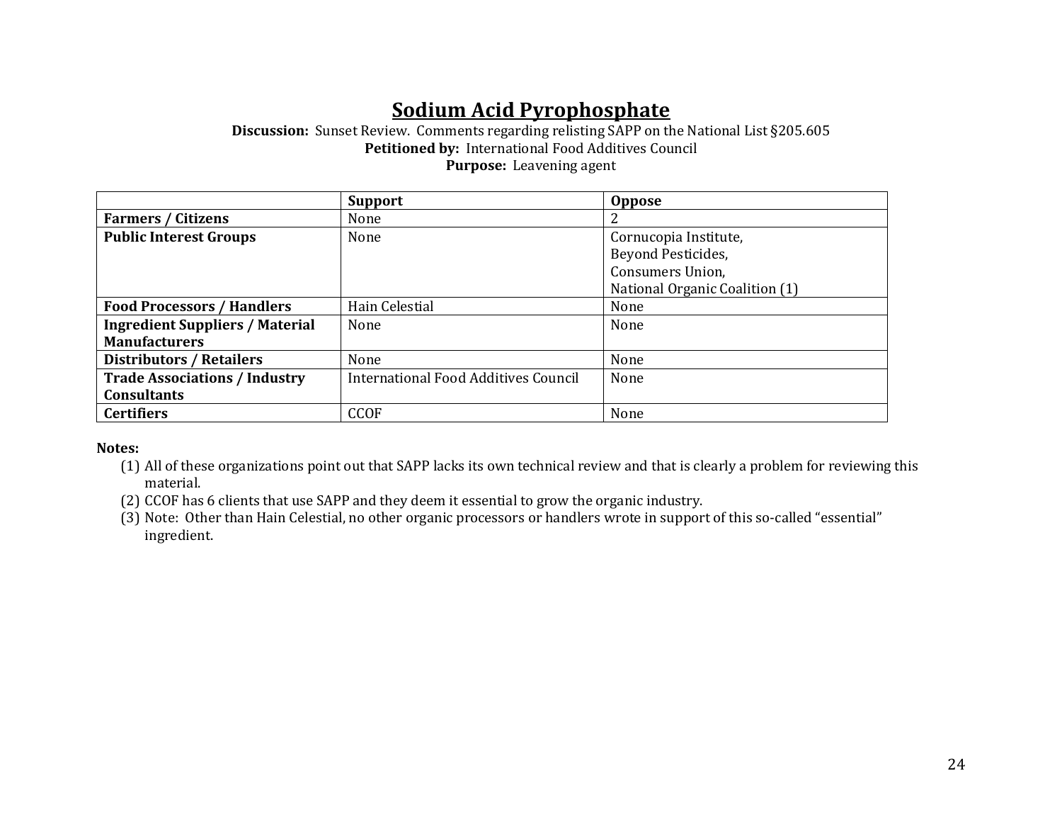# Sodium Acid Pyrophosphate

**Discussion:** Sunset Review. Comments regarding relisting SAPP on the National List §205.605
**Petitioned by:** International Food Additives Council
**Purpose:** Leavening agent

| | Support | Oppose |
|---|---|---|
| **Farmers / Citizens** | None | 2 |
| **Public Interest Groups** | None | Cornucopia Institute, Beyond Pesticides, Consumers Union, National Organic Coalition (1) |
| **Food Processors / Handlers** | Hain Celestial | None |
| **Ingredient Suppliers / Material Manufacturers** | None | None |
| **Distributors / Retailers** | None | None |
| **Trade Associations / Industry Consultants** | International Food Additives Council | None |
| **Certifiers** | CCOF | None |

**Notes:**

1. All of these organizations point out that SAPP lacks its own technical review and that is clearly a problem for reviewing this material.
2. CCOF has 6 clients that use SAPP and they deem it essential to grow the organic industry.
3. Note: Other than Hain Celestial, no other organic processors or handlers wrote in support of this so-called "essential" ingredient.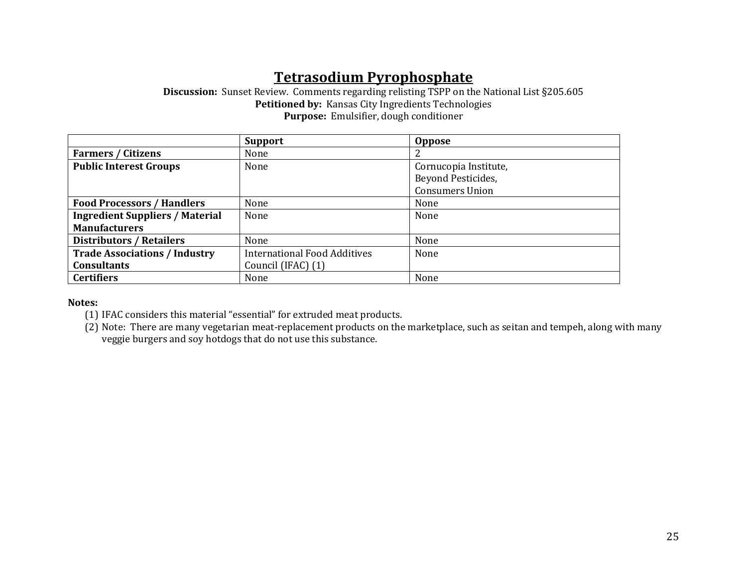# Tetrasodium Pyrophosphate

**Discussion:** Sunset Review. Comments regarding relisting TSPP on the National List §205.605
**Petitioned by:** Kansas City Ingredients Technologies
**Purpose:** Emulsifier, dough conditioner

| | Support | Oppose |
|---|---|---|
| **Farmers / Citizens** | None | 2 |
| **Public Interest Groups** | None | Cornucopia Institute, Beyond Pesticides, Consumers Union |
| **Food Processors / Handlers** | None | None |
| **Ingredient Suppliers / Material Manufacturers** | None | None |
| **Distributors / Retailers** | None | None |
| **Trade Associations / Industry Consultants** | International Food Additives Council (IFAC) (1) | None |
| **Certifiers** | None | None |

**Notes:**

(1) IFAC considers this material "essential" for extruded meat products.

(2) Note: There are many vegetarian meat-replacement products on the marketplace, such as seitan and tempeh, along with many veggie burgers and soy hotdogs that do not use this substance.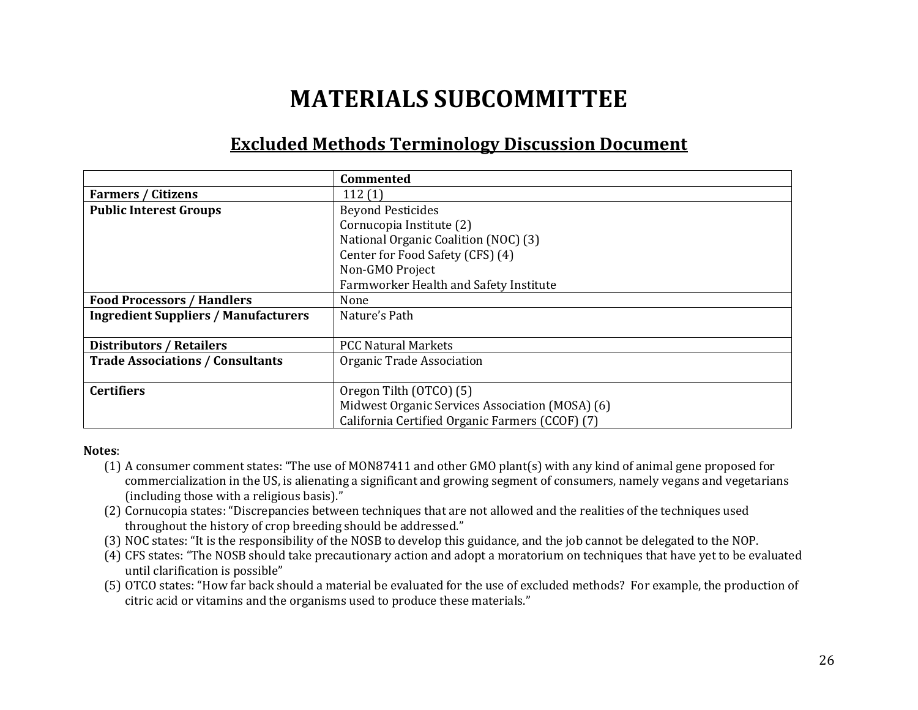# MATERIALS SUBCOMMITTEE

## Excluded Methods Terminology Discussion Document

| | Commented |
|---|---|
| **Farmers / Citizens** | 112 (1) |
| **Public Interest Groups** | Beyond Pesticides<br>Cornucopia Institute (2)<br>National Organic Coalition (NOC) (3)<br>Center for Food Safety (CFS) (4)<br>Non-GMO Project<br>Farmworker Health and Safety Institute |
| **Food Processors / Handlers** | None |
| **Ingredient Suppliers / Manufacturers** | Nature's Path |
| **Distributors / Retailers** | PCC Natural Markets |
| **Trade Associations / Consultants** | Organic Trade Association |
| **Certifiers** | Oregon Tilth (OTCO) (5)<br>Midwest Organic Services Association (MOSA) (6)<br>California Certified Organic Farmers (CCOF) (7) |

**Notes**:

(1) A consumer comment states: "The use of MON87411 and other GMO plant(s) with any kind of animal gene proposed for commercialization in the US, is alienating a significant and growing segment of consumers, namely vegans and vegetarians (including those with a religious basis)."

(2) Cornucopia states: "Discrepancies between techniques that are not allowed and the realities of the techniques used throughout the history of crop breeding should be addressed."

(3) NOC states: "It is the responsibility of the NOSB to develop this guidance, and the job cannot be delegated to the NOP.

(4) CFS states: "The NOSB should take precautionary action and adopt a moratorium on techniques that have yet to be evaluated until clarification is possible"

(5) OTCO states: "How far back should a material be evaluated for the use of excluded methods? For example, the production of citric acid or vitamins and the organisms used to produce these materials."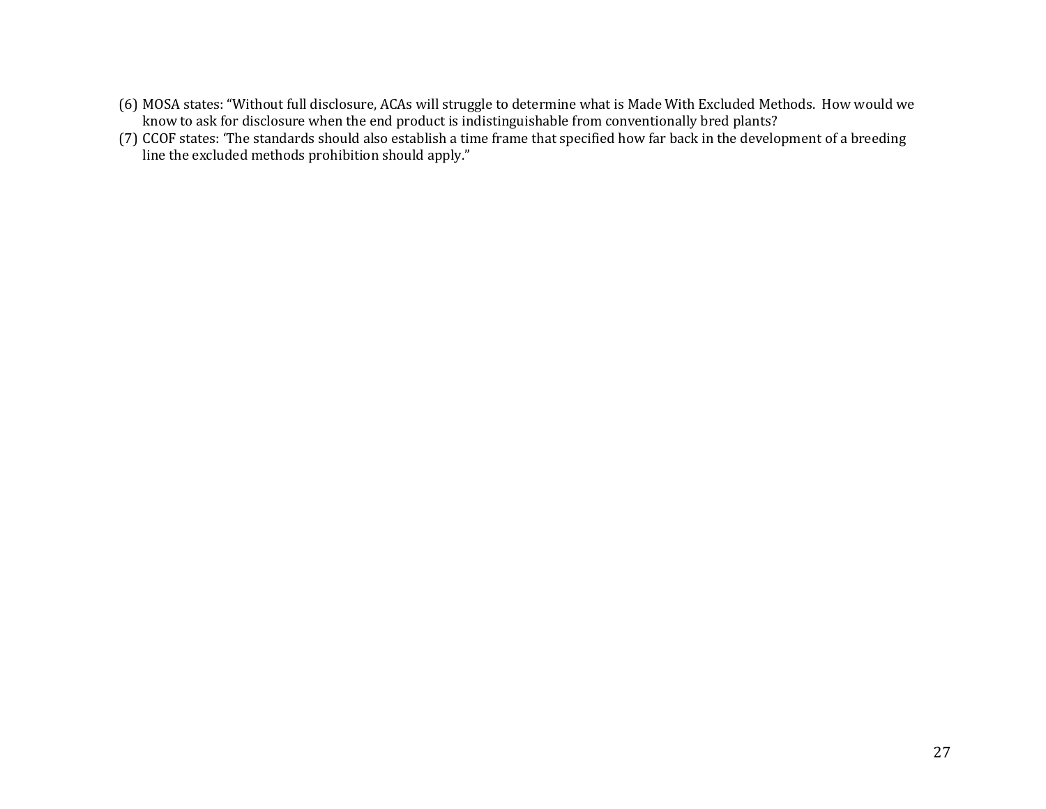(6) MOSA states: "Without full disclosure, ACAs will struggle to determine what is Made With Excluded Methods.  How would we know to ask for disclosure when the end product is indistinguishable from conventionally bred plants?

(7) CCOF states: 'The standards should also establish a time frame that specified how far back in the development of a breeding line the excluded methods prohibition should apply."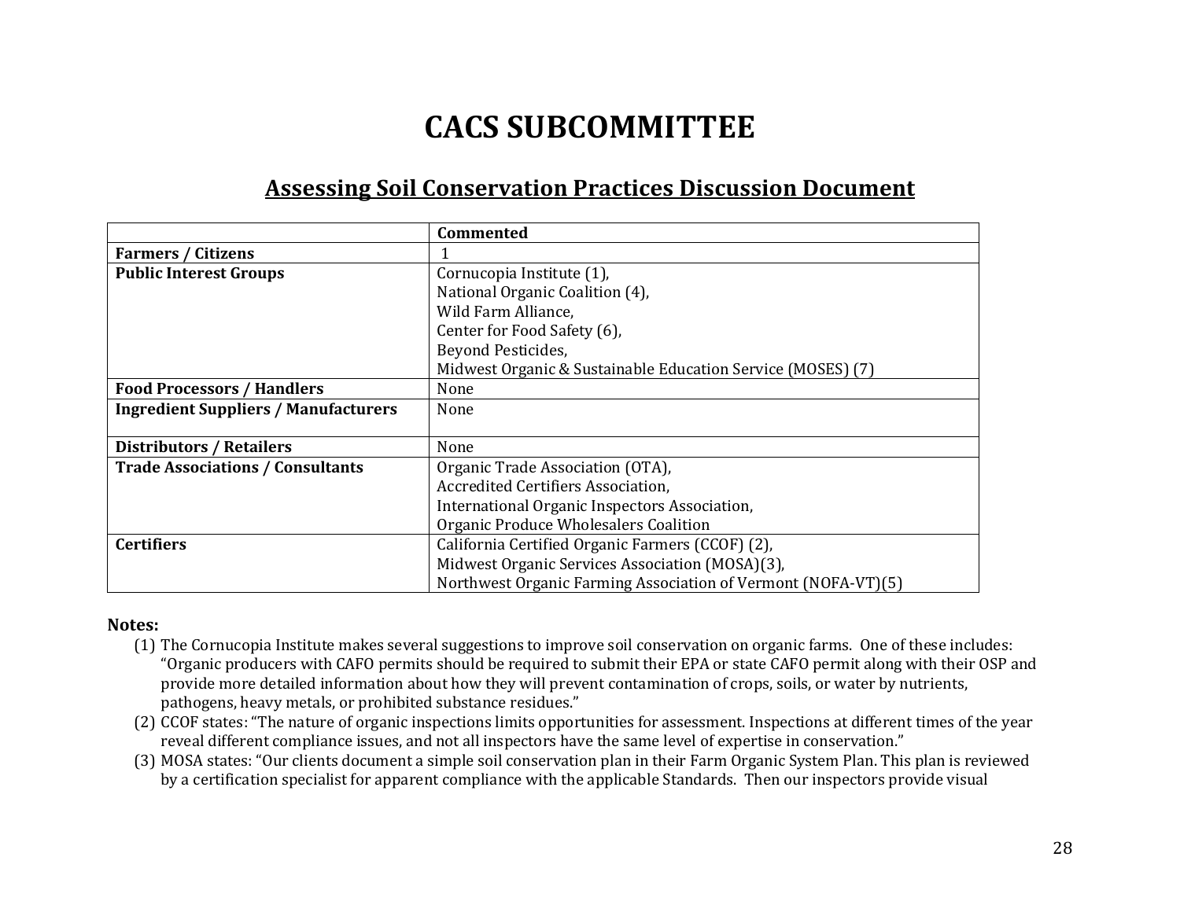# CACS SUBCOMMITTEE

## Assessing Soil Conservation Practices Discussion Document

| | Commented |
|---|---|
| **Farmers / Citizens** | 1 |
| **Public Interest Groups** | Cornucopia Institute (1),<br>National Organic Coalition (4),<br>Wild Farm Alliance,<br>Center for Food Safety (6),<br>Beyond Pesticides,<br>Midwest Organic & Sustainable Education Service (MOSES) (7) |
| **Food Processors / Handlers** | None |
| **Ingredient Suppliers / Manufacturers** | None |
| **Distributors / Retailers** | None |
| **Trade Associations / Consultants** | Organic Trade Association (OTA),<br>Accredited Certifiers Association,<br>International Organic Inspectors Association,<br>Organic Produce Wholesalers Coalition |
| **Certifiers** | California Certified Organic Farmers (CCOF) (2),<br>Midwest Organic Services Association (MOSA)(3),<br>Northwest Organic Farming Association of Vermont (NOFA-VT)(5) |

**Notes:**

(1) The Cornucopia Institute makes several suggestions to improve soil conservation on organic farms. One of these includes: "Organic producers with CAFO permits should be required to submit their EPA or state CAFO permit along with their OSP and provide more detailed information about how they will prevent contamination of crops, soils, or water by nutrients, pathogens, heavy metals, or prohibited substance residues."

(2) CCOF states: "The nature of organic inspections limits opportunities for assessment. Inspections at different times of the year reveal different compliance issues, and not all inspectors have the same level of expertise in conservation."

(3) MOSA states: "Our clients document a simple soil conservation plan in their Farm Organic System Plan. This plan is reviewed by a certification specialist for apparent compliance with the applicable Standards. Then our inspectors provide visual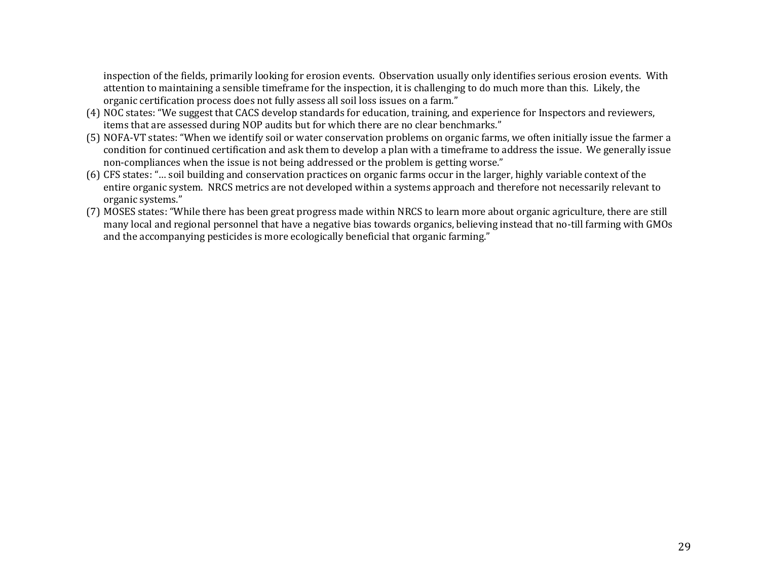inspection of the fields, primarily looking for erosion events. Observation usually only identifies serious erosion events. With attention to maintaining a sensible timeframe for the inspection, it is challenging to do much more than this. Likely, the organic certification process does not fully assess all soil loss issues on a farm."

(4) NOC states: "We suggest that CACS develop standards for education, training, and experience for Inspectors and reviewers, items that are assessed during NOP audits but for which there are no clear benchmarks."

(5) NOFA-VT states: "When we identify soil or water conservation problems on organic farms, we often initially issue the farmer a condition for continued certification and ask them to develop a plan with a timeframe to address the issue. We generally issue non-compliances when the issue is not being addressed or the problem is getting worse."

(6) CFS states: "… soil building and conservation practices on organic farms occur in the larger, highly variable context of the entire organic system. NRCS metrics are not developed within a systems approach and therefore not necessarily relevant to organic systems."

(7) MOSES states: "While there has been great progress made within NRCS to learn more about organic agriculture, there are still many local and regional personnel that have a negative bias towards organics, believing instead that no-till farming with GMOs and the accompanying pesticides is more ecologically beneficial that organic farming."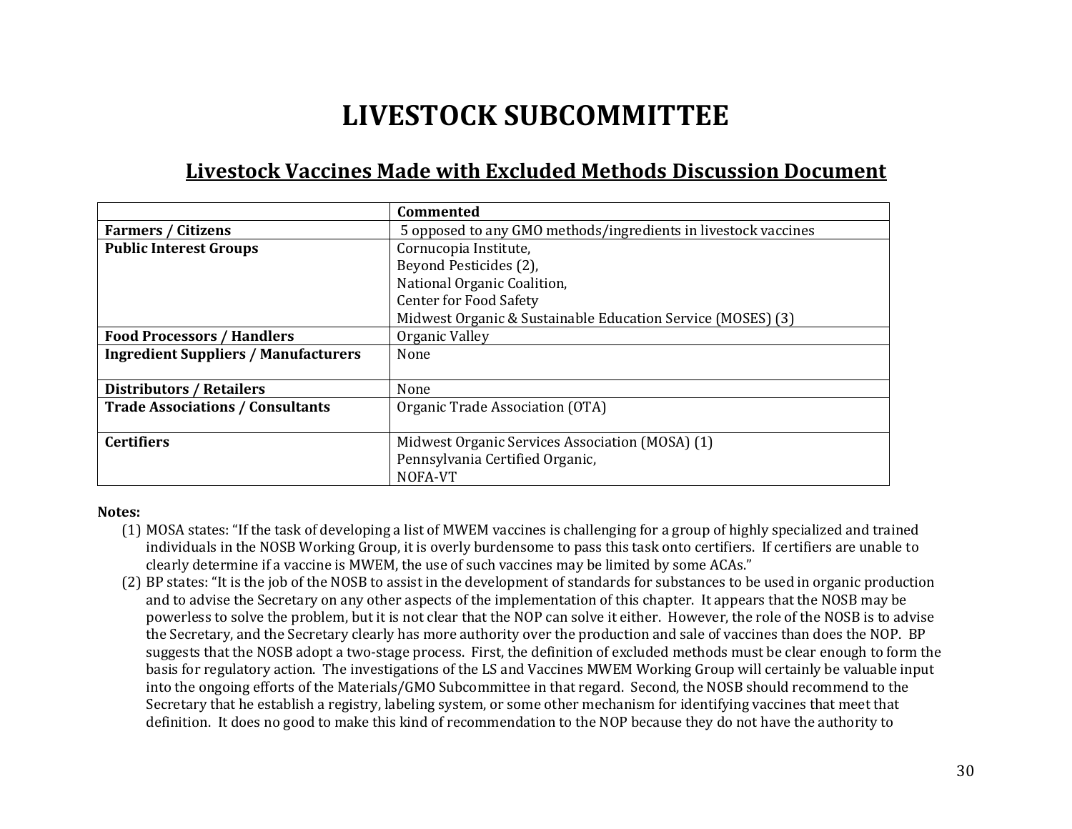# LIVESTOCK SUBCOMMITTEE

## Livestock Vaccines Made with Excluded Methods Discussion Document

| | Commented |
|---|---|
| **Farmers / Citizens** | 5 opposed to any GMO methods/ingredients in livestock vaccines |
| **Public Interest Groups** | Cornucopia Institute,<br>Beyond Pesticides (2),<br>National Organic Coalition,<br>Center for Food Safety<br>Midwest Organic & Sustainable Education Service (MOSES) (3) |
| **Food Processors / Handlers** | Organic Valley |
| **Ingredient Suppliers / Manufacturers** | None |
| **Distributors / Retailers** | None |
| **Trade Associations / Consultants** | Organic Trade Association (OTA) |
| **Certifiers** | Midwest Organic Services Association (MOSA) (1)<br>Pennsylvania Certified Organic,<br>NOFA-VT |

**Notes:**

(1) MOSA states: "If the task of developing a list of MWEM vaccines is challenging for a group of highly specialized and trained individuals in the NOSB Working Group, it is overly burdensome to pass this task onto certifiers. If certifiers are unable to clearly determine if a vaccine is MWEM, the use of such vaccines may be limited by some ACAs."

(2) BP states: "It is the job of the NOSB to assist in the development of standards for substances to be used in organic production and to advise the Secretary on any other aspects of the implementation of this chapter. It appears that the NOSB may be powerless to solve the problem, but it is not clear that the NOP can solve it either. However, the role of the NOSB is to advise the Secretary, and the Secretary clearly has more authority over the production and sale of vaccines than does the NOP. BP suggests that the NOSB adopt a two-stage process. First, the definition of excluded methods must be clear enough to form the basis for regulatory action. The investigations of the LS and Vaccines MWEM Working Group will certainly be valuable input into the ongoing efforts of the Materials/GMO Subcommittee in that regard. Second, the NOSB should recommend to the Secretary that he establish a registry, labeling system, or some other mechanism for identifying vaccines that meet that definition. It does no good to make this kind of recommendation to the NOP because they do not have the authority to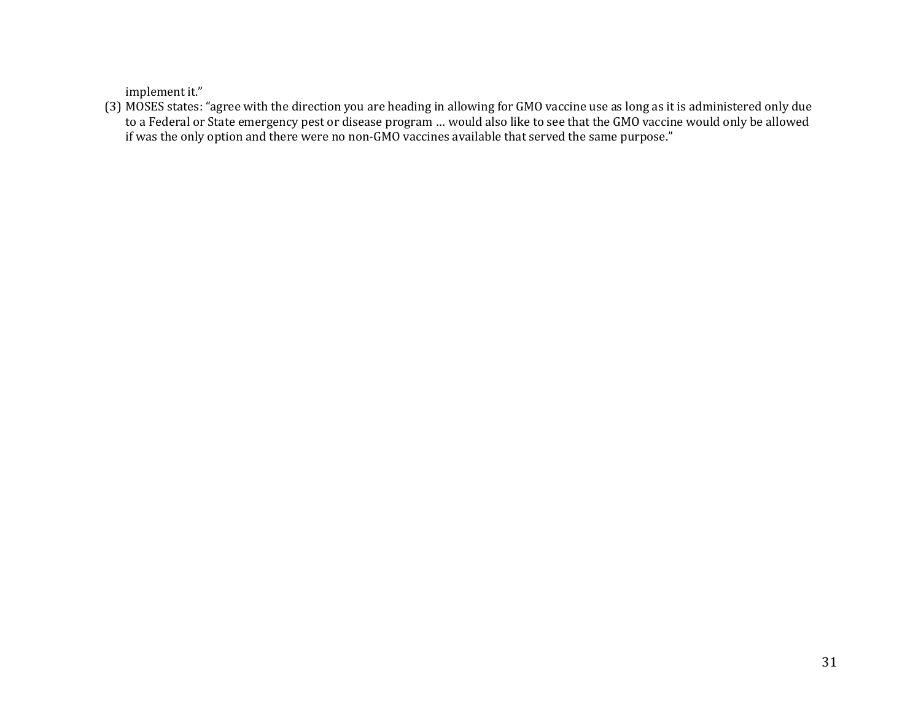implement it."

(3) MOSES states: "agree with the direction you are heading in allowing for GMO vaccine use as long as it is administered only due to a Federal or State emergency pest or disease program … would also like to see that the GMO vaccine would only be allowed if was the only option and there were no non-GMO vaccines available that served the same purpose."